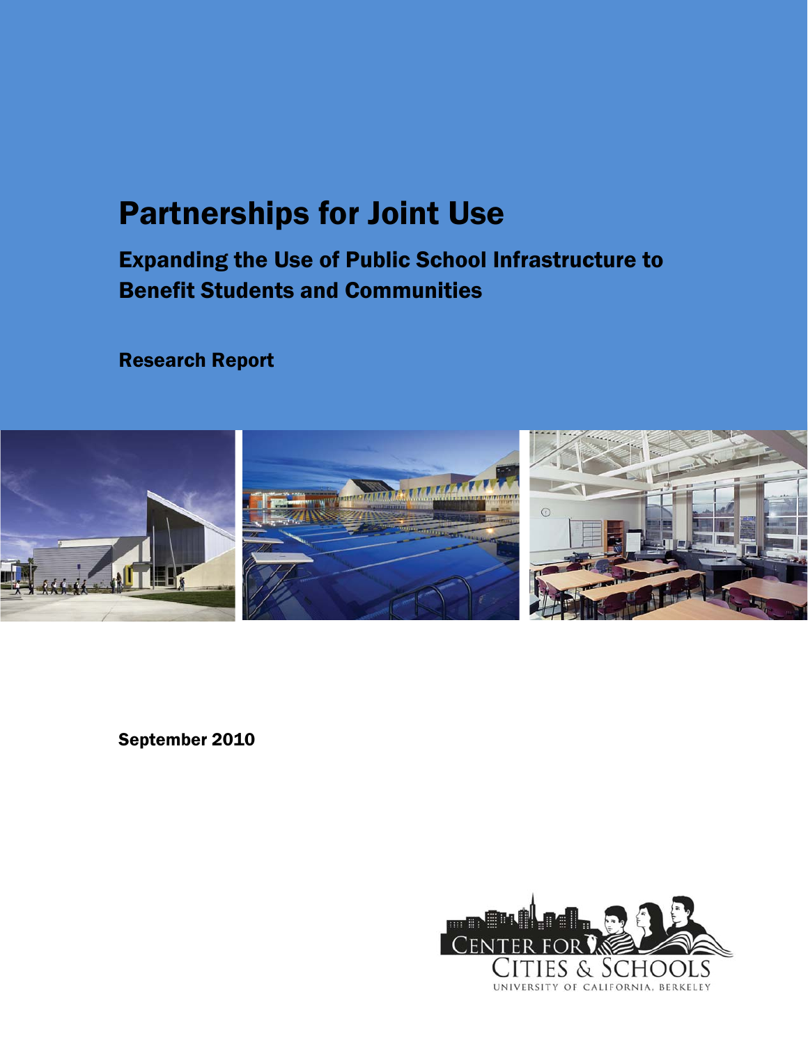# Partnerships for Joint Use

## Expanding the Use of Public School Infrastructure to Benefit Students and Communities

### Research Report

September 2010

Center for Cities & Schools
University of California, Berkeley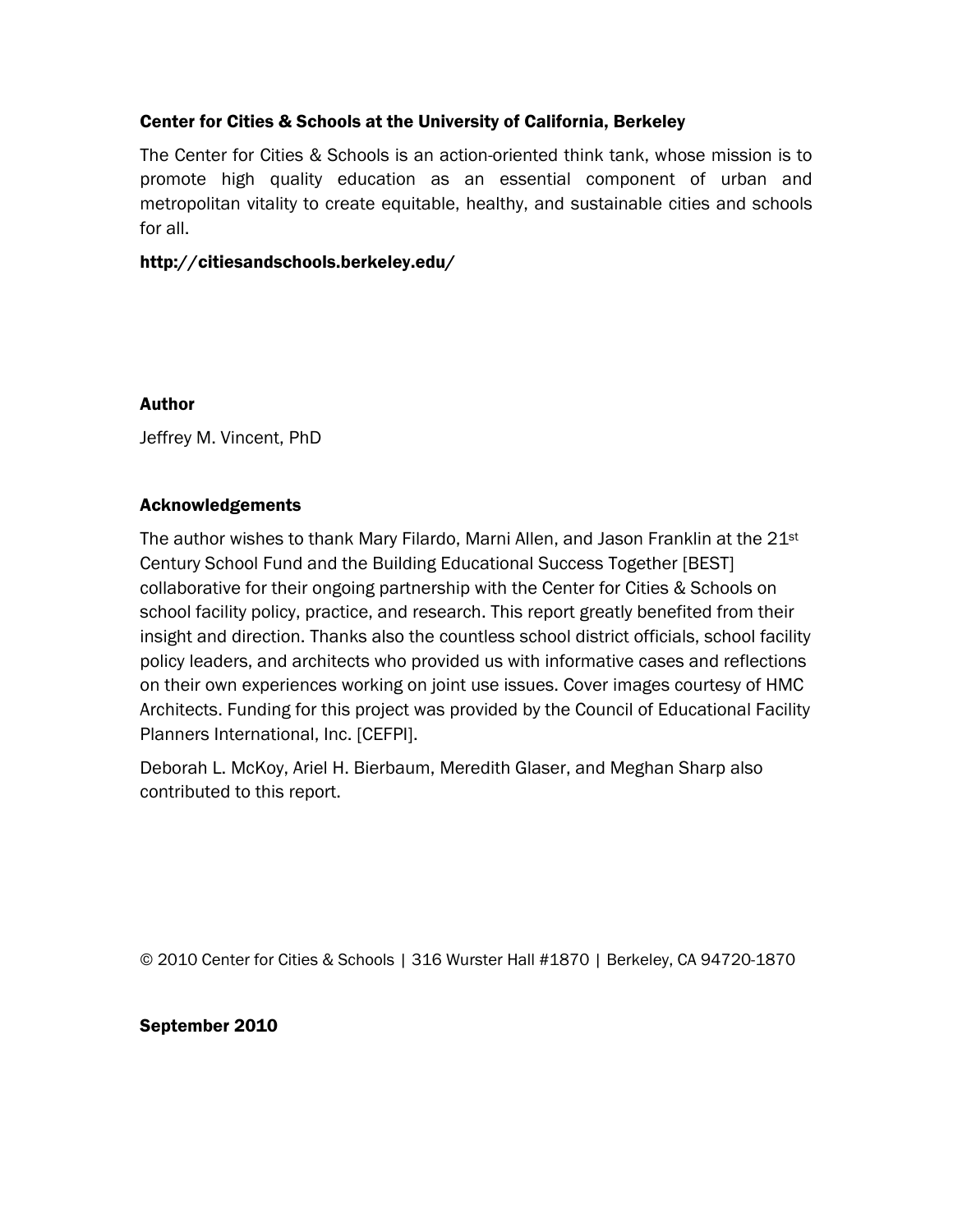### Center for Cities & Schools at the University of California, Berkeley

The Center for Cities & Schools is an action-oriented think tank, whose mission is to promote high quality education as an essential component of urban and metropolitan vitality to create equitable, healthy, and sustainable cities and schools for all.

**http://citiesandschools.berkeley.edu/**

### Author

Jeffrey M. Vincent, PhD

### Acknowledgements

The author wishes to thank Mary Filardo, Marni Allen, and Jason Franklin at the 21st Century School Fund and the Building Educational Success Together [BEST] collaborative for their ongoing partnership with the Center for Cities & Schools on school facility policy, practice, and research. This report greatly benefited from their insight and direction. Thanks also the countless school district officials, school facility policy leaders, and architects who provided us with informative cases and reflections on their own experiences working on joint use issues. Cover images courtesy of HMC Architects. Funding for this project was provided by the Council of Educational Facility Planners International, Inc. [CEFPI].

Deborah L. McKoy, Ariel H. Bierbaum, Meredith Glaser, and Meghan Sharp also contributed to this report.

© 2010 Center for Cities & Schools | 316 Wurster Hall #1870 | Berkeley, CA 94720-1870

**September 2010**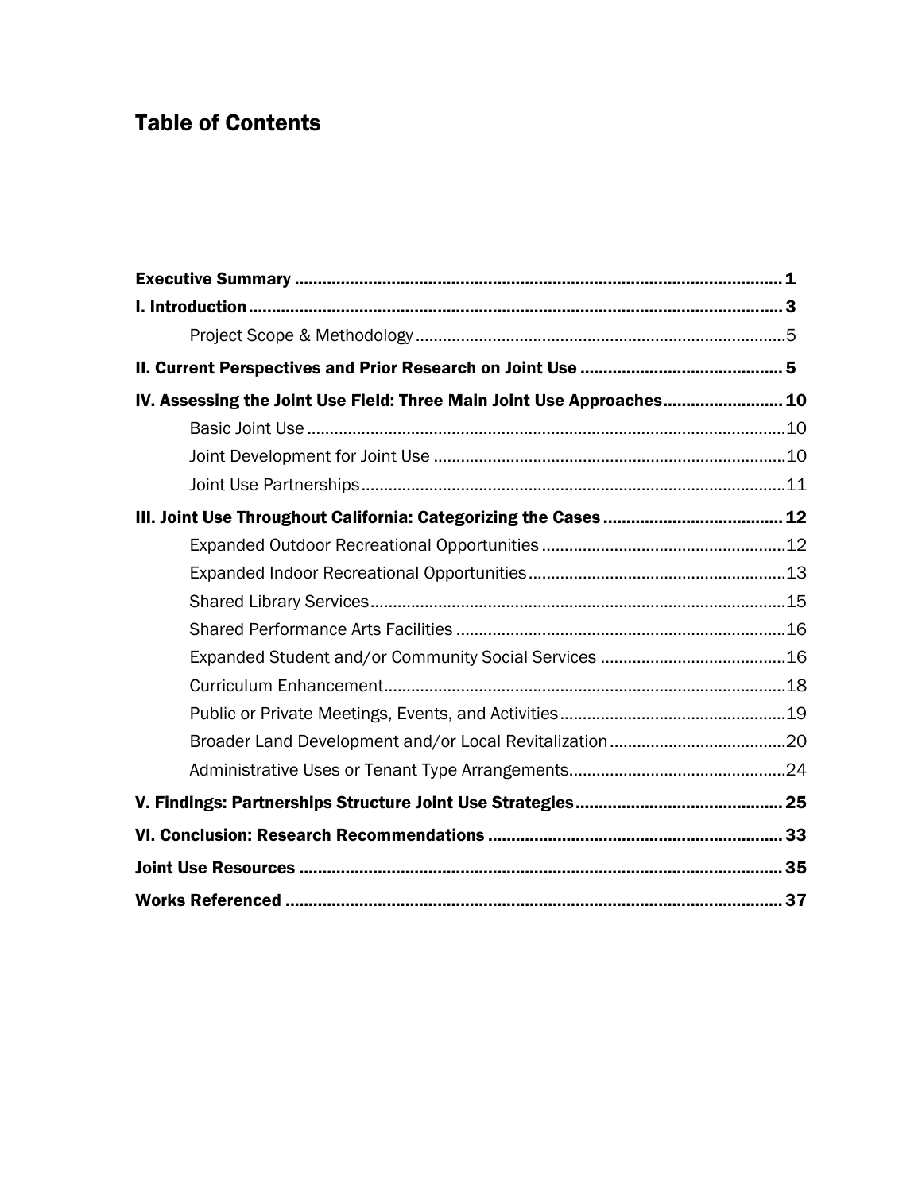# Table of Contents

**Executive Summary** ........................................................................................................ **1**

**I. Introduction** ................................................................................................................... **3**

Project Scope & Methodology ................................................................................5

**II. Current Perspectives and Prior Research on Joint Use** ........................................... **5**

**IV. Assessing the Joint Use Field: Three Main Joint Use Approaches** ......................... **10**

Basic Joint Use .........................................................................................................10

Joint Development for Joint Use ..............................................................................10

Joint Use Partnerships .............................................................................................11

**III. Joint Use Throughout California: Categorizing the Cases** ...................................... **12**

Expanded Outdoor Recreational Opportunities ......................................................12

Expanded Indoor Recreational Opportunities .........................................................13

Shared Library Services ...........................................................................................15

Shared Performance Arts Facilities .........................................................................16

Expanded Student and/or Community Social Services ..........................................16

Curriculum Enhancement .........................................................................................18

Public or Private Meetings, Events, and Activities ..................................................19

Broader Land Development and/or Local Revitalization .......................................20

Administrative Uses or Tenant Type Arrangements ................................................24

**V. Findings: Partnerships Structure Joint Use Strategies** ............................................ **25**

**VI. Conclusion: Research Recommendations** ............................................................... **33**

**Joint Use Resources** ....................................................................................................... **35**

**Works Referenced** .......................................................................................................... **37**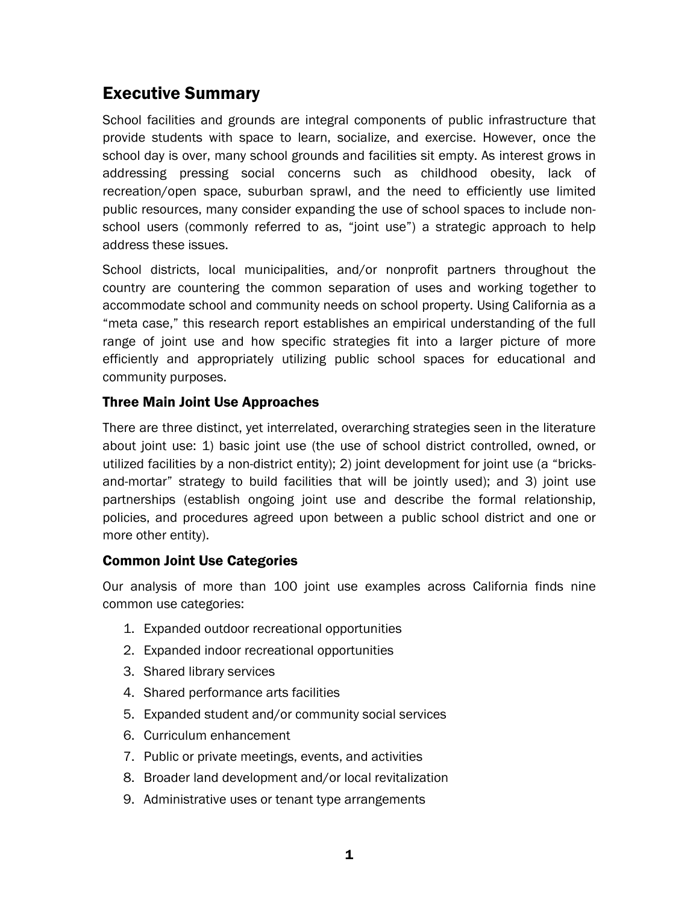## Executive Summary

School facilities and grounds are integral components of public infrastructure that provide students with space to learn, socialize, and exercise. However, once the school day is over, many school grounds and facilities sit empty. As interest grows in addressing pressing social concerns such as childhood obesity, lack of recreation/open space, suburban sprawl, and the need to efficiently use limited public resources, many consider expanding the use of school spaces to include non-school users (commonly referred to as, "joint use") a strategic approach to help address these issues.

School districts, local municipalities, and/or nonprofit partners throughout the country are countering the common separation of uses and working together to accommodate school and community needs on school property. Using California as a "meta case," this research report establishes an empirical understanding of the full range of joint use and how specific strategies fit into a larger picture of more efficiently and appropriately utilizing public school spaces for educational and community purposes.

### Three Main Joint Use Approaches

There are three distinct, yet interrelated, overarching strategies seen in the literature about joint use: 1) basic joint use (the use of school district controlled, owned, or utilized facilities by a non-district entity); 2) joint development for joint use (a "bricks-and-mortar" strategy to build facilities that will be jointly used); and 3) joint use partnerships (establish ongoing joint use and describe the formal relationship, policies, and procedures agreed upon between a public school district and one or more other entity).

### Common Joint Use Categories

Our analysis of more than 100 joint use examples across California finds nine common use categories:

1. Expanded outdoor recreational opportunities
2. Expanded indoor recreational opportunities
3. Shared library services
4. Shared performance arts facilities
5. Expanded student and/or community social services
6. Curriculum enhancement
7. Public or private meetings, events, and activities
8. Broader land development and/or local revitalization
9. Administrative uses or tenant type arrangements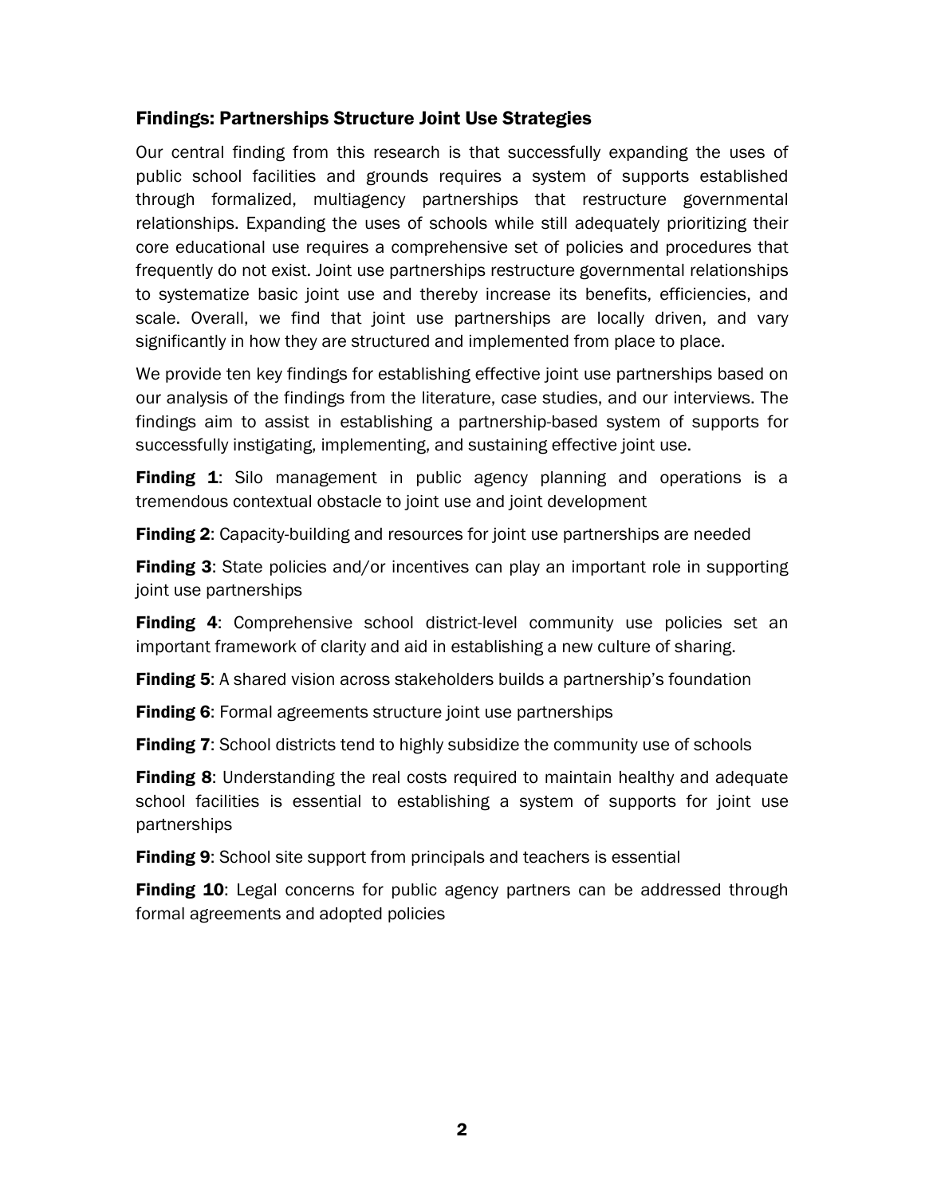## Findings: Partnerships Structure Joint Use Strategies

Our central finding from this research is that successfully expanding the uses of public school facilities and grounds requires a system of supports established through formalized, multiagency partnerships that restructure governmental relationships. Expanding the uses of schools while still adequately prioritizing their core educational use requires a comprehensive set of policies and procedures that frequently do not exist. Joint use partnerships restructure governmental relationships to systematize basic joint use and thereby increase its benefits, efficiencies, and scale. Overall, we find that joint use partnerships are locally driven, and vary significantly in how they are structured and implemented from place to place.

We provide ten key findings for establishing effective joint use partnerships based on our analysis of the findings from the literature, case studies, and our interviews. The findings aim to assist in establishing a partnership-based system of supports for successfully instigating, implementing, and sustaining effective joint use.

**Finding 1**: Silo management in public agency planning and operations is a tremendous contextual obstacle to joint use and joint development

**Finding 2**: Capacity-building and resources for joint use partnerships are needed

**Finding 3**: State policies and/or incentives can play an important role in supporting joint use partnerships

**Finding 4**: Comprehensive school district-level community use policies set an important framework of clarity and aid in establishing a new culture of sharing.

**Finding 5**: A shared vision across stakeholders builds a partnership's foundation

**Finding 6**: Formal agreements structure joint use partnerships

**Finding 7**: School districts tend to highly subsidize the community use of schools

**Finding 8**: Understanding the real costs required to maintain healthy and adequate school facilities is essential to establishing a system of supports for joint use partnerships

**Finding 9**: School site support from principals and teachers is essential

**Finding 10**: Legal concerns for public agency partners can be addressed through formal agreements and adopted policies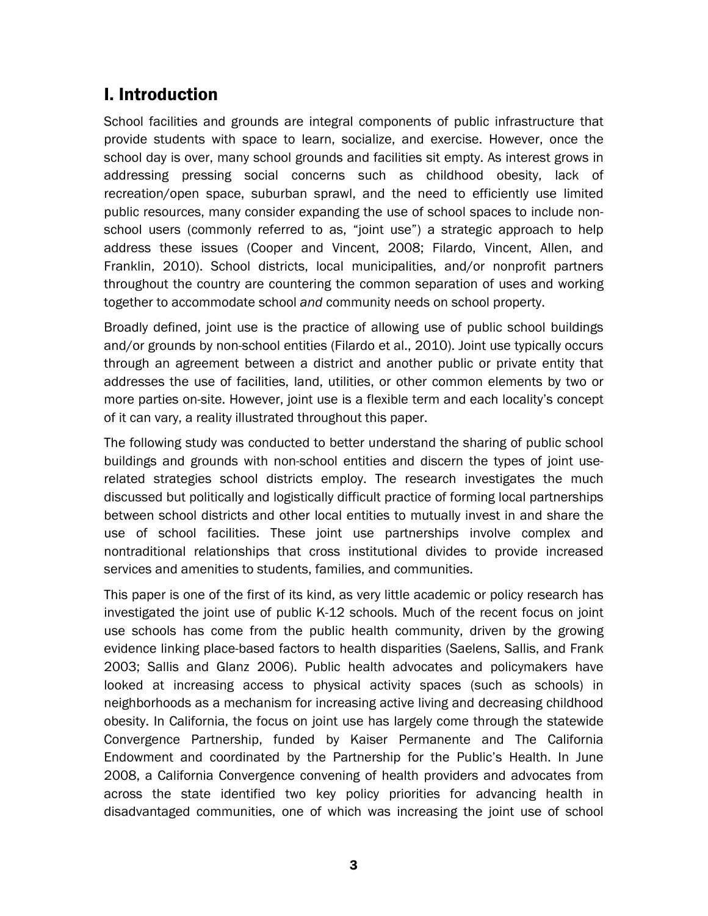## I. Introduction

School facilities and grounds are integral components of public infrastructure that provide students with space to learn, socialize, and exercise. However, once the school day is over, many school grounds and facilities sit empty. As interest grows in addressing pressing social concerns such as childhood obesity, lack of recreation/open space, suburban sprawl, and the need to efficiently use limited public resources, many consider expanding the use of school spaces to include non-school users (commonly referred to as, "joint use") a strategic approach to help address these issues (Cooper and Vincent, 2008; Filardo, Vincent, Allen, and Franklin, 2010). School districts, local municipalities, and/or nonprofit partners throughout the country are countering the common separation of uses and working together to accommodate school *and* community needs on school property.

Broadly defined, joint use is the practice of allowing use of public school buildings and/or grounds by non-school entities (Filardo et al., 2010). Joint use typically occurs through an agreement between a district and another public or private entity that addresses the use of facilities, land, utilities, or other common elements by two or more parties on-site. However, joint use is a flexible term and each locality's concept of it can vary, a reality illustrated throughout this paper.

The following study was conducted to better understand the sharing of public school buildings and grounds with non-school entities and discern the types of joint use-related strategies school districts employ. The research investigates the much discussed but politically and logistically difficult practice of forming local partnerships between school districts and other local entities to mutually invest in and share the use of school facilities. These joint use partnerships involve complex and nontraditional relationships that cross institutional divides to provide increased services and amenities to students, families, and communities.

This paper is one of the first of its kind, as very little academic or policy research has investigated the joint use of public K-12 schools. Much of the recent focus on joint use schools has come from the public health community, driven by the growing evidence linking place-based factors to health disparities (Saelens, Sallis, and Frank 2003; Sallis and Glanz 2006). Public health advocates and policymakers have looked at increasing access to physical activity spaces (such as schools) in neighborhoods as a mechanism for increasing active living and decreasing childhood obesity. In California, the focus on joint use has largely come through the statewide Convergence Partnership, funded by Kaiser Permanente and The California Endowment and coordinated by the Partnership for the Public's Health. In June 2008, a California Convergence convening of health providers and advocates from across the state identified two key policy priorities for advancing health in disadvantaged communities, one of which was increasing the joint use of school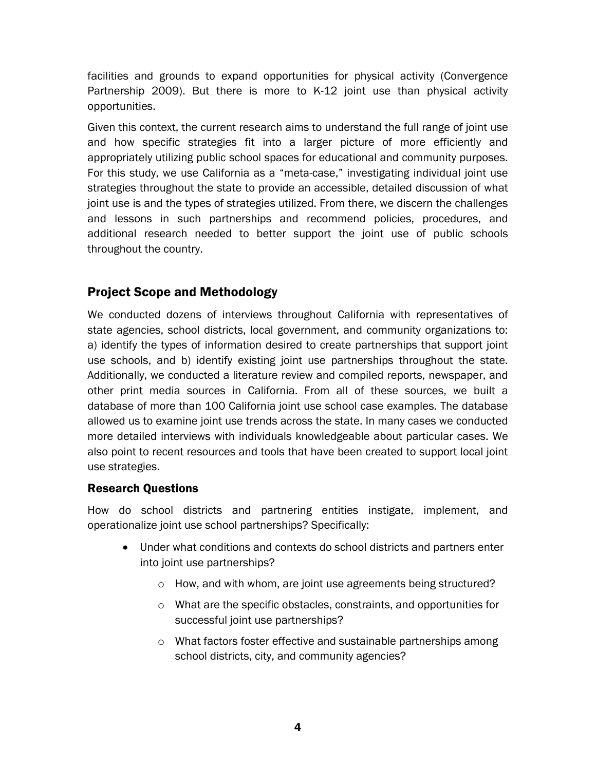facilities and grounds to expand opportunities for physical activity (Convergence Partnership 2009). But there is more to K-12 joint use than physical activity opportunities.

Given this context, the current research aims to understand the full range of joint use and how specific strategies fit into a larger picture of more efficiently and appropriately utilizing public school spaces for educational and community purposes. For this study, we use California as a "meta-case," investigating individual joint use strategies throughout the state to provide an accessible, detailed discussion of what joint use is and the types of strategies utilized. From there, we discern the challenges and lessons in such partnerships and recommend policies, procedures, and additional research needed to better support the joint use of public schools throughout the country.

## Project Scope and Methodology

We conducted dozens of interviews throughout California with representatives of state agencies, school districts, local government, and community organizations to: a) identify the types of information desired to create partnerships that support joint use schools, and b) identify existing joint use partnerships throughout the state. Additionally, we conducted a literature review and compiled reports, newspaper, and other print media sources in California. From all of these sources, we built a database of more than 100 California joint use school case examples. The database allowed us to examine joint use trends across the state. In many cases we conducted more detailed interviews with individuals knowledgeable about particular cases. We also point to recent resources and tools that have been created to support local joint use strategies.

### Research Questions

How do school districts and partnering entities instigate, implement, and operationalize joint use school partnerships? Specifically:

- Under what conditions and contexts do school districts and partners enter into joint use partnerships?
    - How, and with whom, are joint use agreements being structured?
    - What are the specific obstacles, constraints, and opportunities for successful joint use partnerships?
    - What factors foster effective and sustainable partnerships among school districts, city, and community agencies?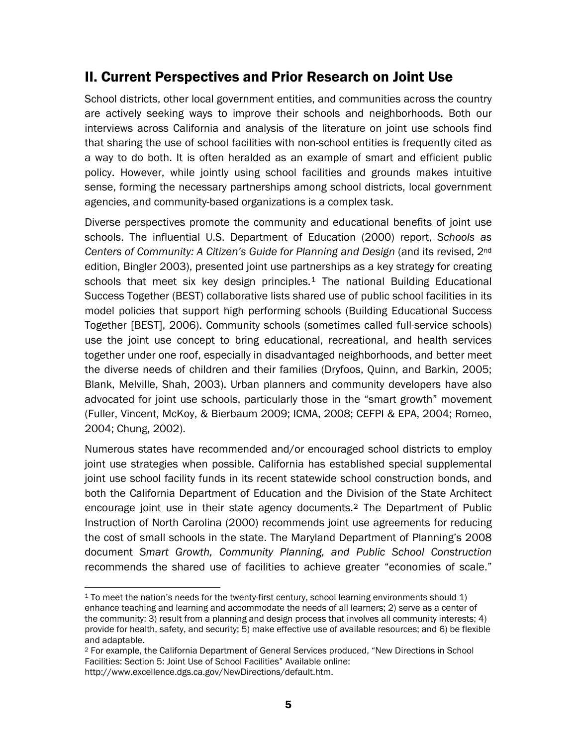## II. Current Perspectives and Prior Research on Joint Use

School districts, other local government entities, and communities across the country are actively seeking ways to improve their schools and neighborhoods. Both our interviews across California and analysis of the literature on joint use schools find that sharing the use of school facilities with non-school entities is frequently cited as a way to do both. It is often heralded as an example of smart and efficient public policy. However, while jointly using school facilities and grounds makes intuitive sense, forming the necessary partnerships among school districts, local government agencies, and community-based organizations is a complex task.

Diverse perspectives promote the community and educational benefits of joint use schools. The influential U.S. Department of Education (2000) report, *Schools as Centers of Community: A Citizen's Guide for Planning and Design* (and its revised, 2nd edition, Bingler 2003), presented joint use partnerships as a key strategy for creating schools that meet six key design principles.[1] The national Building Educational Success Together (BEST) collaborative lists shared use of public school facilities in its model policies that support high performing schools (Building Educational Success Together [BEST], 2006). Community schools (sometimes called full-service schools) use the joint use concept to bring educational, recreational, and health services together under one roof, especially in disadvantaged neighborhoods, and better meet the diverse needs of children and their families (Dryfoos, Quinn, and Barkin, 2005; Blank, Melville, Shah, 2003). Urban planners and community developers have also advocated for joint use schools, particularly those in the "smart growth" movement (Fuller, Vincent, McKoy, & Bierbaum 2009; ICMA, 2008; CEFPI & EPA, 2004; Romeo, 2004; Chung, 2002).

Numerous states have recommended and/or encouraged school districts to employ joint use strategies when possible. California has established special supplemental joint use school facility funds in its recent statewide school construction bonds, and both the California Department of Education and the Division of the State Architect encourage joint use in their state agency documents.[2] The Department of Public Instruction of North Carolina (2000) recommends joint use agreements for reducing the cost of small schools in the state. The Maryland Department of Planning's 2008 document *Smart Growth, Community Planning, and Public School Construction* recommends the shared use of facilities to achieve greater "economies of scale."

---

[1] To meet the nation's needs for the twenty-first century, school learning environments should 1) enhance teaching and learning and accommodate the needs of all learners; 2) serve as a center of the community; 3) result from a planning and design process that involves all community interests; 4) provide for health, safety, and security; 5) make effective use of available resources; and 6) be flexible and adaptable.

[2] For example, the California Department of General Services produced, "New Directions in School Facilities: Section 5: Joint Use of School Facilities" Available online: http://www.excellence.dgs.ca.gov/NewDirections/default.htm.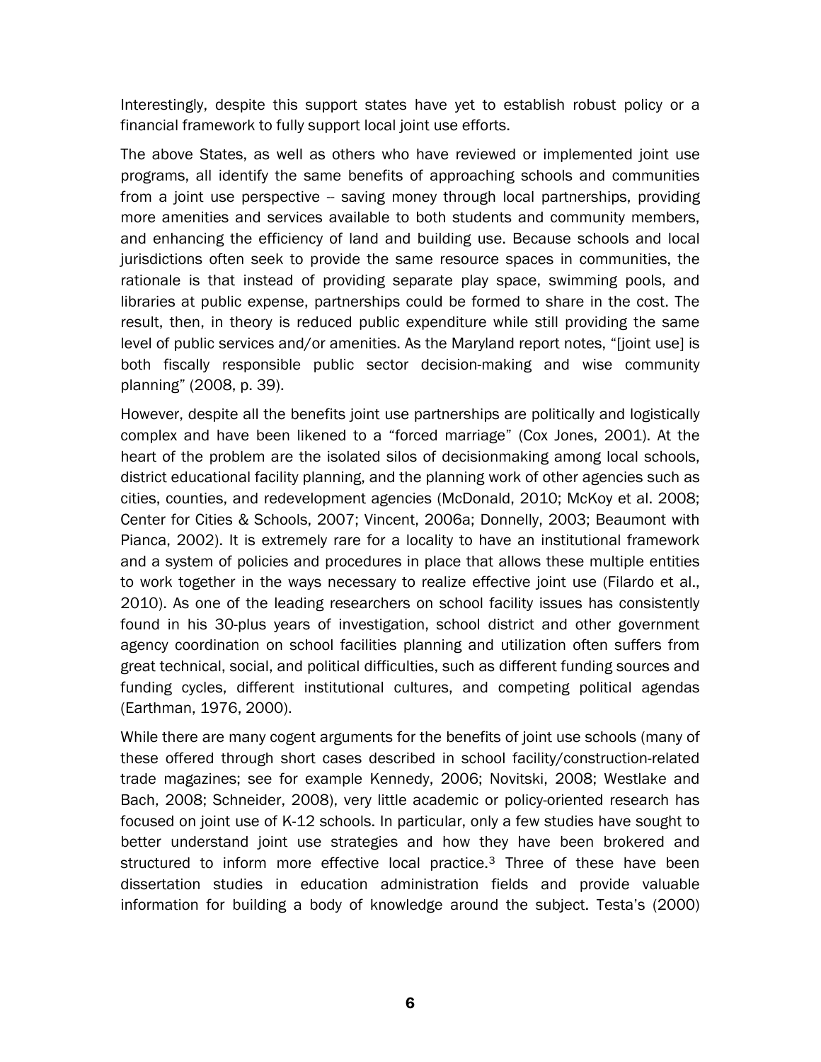Interestingly, despite this support states have yet to establish robust policy or a financial framework to fully support local joint use efforts.

The above States, as well as others who have reviewed or implemented joint use programs, all identify the same benefits of approaching schools and communities from a joint use perspective -- saving money through local partnerships, providing more amenities and services available to both students and community members, and enhancing the efficiency of land and building use. Because schools and local jurisdictions often seek to provide the same resource spaces in communities, the rationale is that instead of providing separate play space, swimming pools, and libraries at public expense, partnerships could be formed to share in the cost. The result, then, in theory is reduced public expenditure while still providing the same level of public services and/or amenities. As the Maryland report notes, "[joint use] is both fiscally responsible public sector decision-making and wise community planning" (2008, p. 39).

However, despite all the benefits joint use partnerships are politically and logistically complex and have been likened to a "forced marriage" (Cox Jones, 2001). At the heart of the problem are the isolated silos of decisionmaking among local schools, district educational facility planning, and the planning work of other agencies such as cities, counties, and redevelopment agencies (McDonald, 2010; McKoy et al. 2008; Center for Cities & Schools, 2007; Vincent, 2006a; Donnelly, 2003; Beaumont with Pianca, 2002). It is extremely rare for a locality to have an institutional framework and a system of policies and procedures in place that allows these multiple entities to work together in the ways necessary to realize effective joint use (Filardo et al., 2010). As one of the leading researchers on school facility issues has consistently found in his 30-plus years of investigation, school district and other government agency coordination on school facilities planning and utilization often suffers from great technical, social, and political difficulties, such as different funding sources and funding cycles, different institutional cultures, and competing political agendas (Earthman, 1976, 2000).

While there are many cogent arguments for the benefits of joint use schools (many of these offered through short cases described in school facility/construction-related trade magazines; see for example Kennedy, 2006; Novitski, 2008; Westlake and Bach, 2008; Schneider, 2008), very little academic or policy-oriented research has focused on joint use of K-12 schools. In particular, only a few studies have sought to better understand joint use strategies and how they have been brokered and structured to inform more effective local practice.[3] Three of these have been dissertation studies in education administration fields and provide valuable information for building a body of knowledge around the subject. Testa's (2000)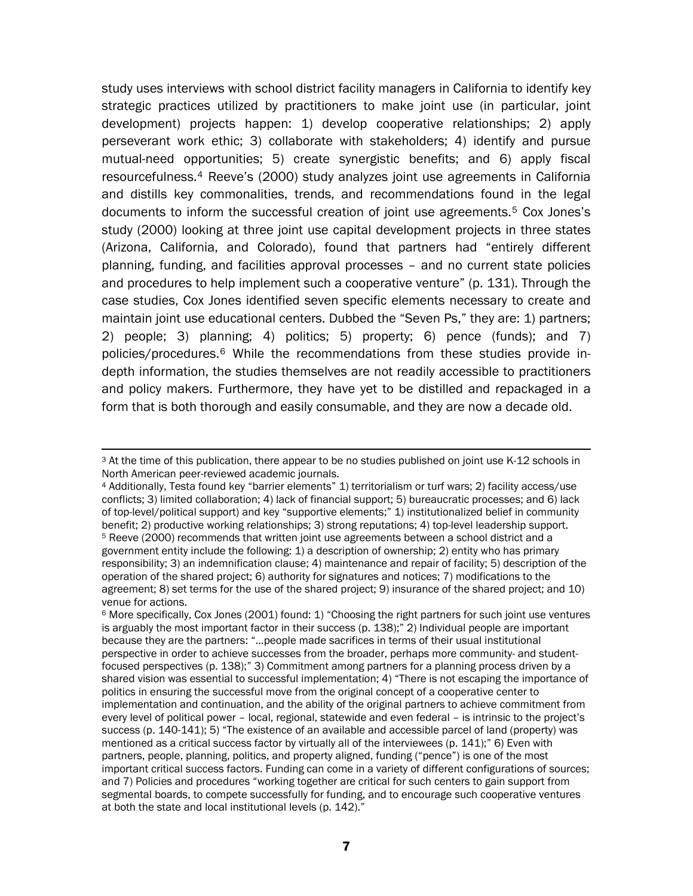study uses interviews with school district facility managers in California to identify key strategic practices utilized by practitioners to make joint use (in particular, joint development) projects happen: 1) develop cooperative relationships; 2) apply perseverant work ethic; 3) collaborate with stakeholders; 4) identify and pursue mutual-need opportunities; 5) create synergistic benefits; and 6) apply fiscal resourcefulness.[4] Reeve's (2000) study analyzes joint use agreements in California and distills key commonalities, trends, and recommendations found in the legal documents to inform the successful creation of joint use agreements.[5] Cox Jones's study (2000) looking at three joint use capital development projects in three states (Arizona, California, and Colorado), found that partners had "entirely different planning, funding, and facilities approval processes – and no current state policies and procedures to help implement such a cooperative venture" (p. 131). Through the case studies, Cox Jones identified seven specific elements necessary to create and maintain joint use educational centers. Dubbed the "Seven Ps," they are: 1) partners; 2) people; 3) planning; 4) politics; 5) property; 6) pence (funds); and 7) policies/procedures.[6] While the recommendations from these studies provide in-depth information, the studies themselves are not readily accessible to practitioners and policy makers. Furthermore, they have yet to be distilled and repackaged in a form that is both thorough and easily consumable, and they are now a decade old.

---

[3] At the time of this publication, there appear to be no studies published on joint use K-12 schools in North American peer-reviewed academic journals.

[4] Additionally, Testa found key "barrier elements" 1) territorialism or turf wars; 2) facility access/use conflicts; 3) limited collaboration; 4) lack of financial support; 5) bureaucratic processes; and 6) lack of top-level/political support) and key "supportive elements;" 1) institutionalized belief in community benefit; 2) productive working relationships; 3) strong reputations; 4) top-level leadership support.

[5] Reeve (2000) recommends that written joint use agreements between a school district and a government entity include the following: 1) a description of ownership; 2) entity who has primary responsibility; 3) an indemnification clause; 4) maintenance and repair of facility; 5) description of the operation of the shared project; 6) authority for signatures and notices; 7) modifications to the agreement; 8) set terms for the use of the shared project; 9) insurance of the shared project; and 10) venue for actions.

[6] More specifically, Cox Jones (2001) found: 1) "Choosing the right partners for such joint use ventures is arguably the most important factor in their success (p. 138);" 2) Individual people are important because they are the partners: "…people made sacrifices in terms of their usual institutional perspective in order to achieve successes from the broader, perhaps more community- and student-focused perspectives (p. 138);" 3) Commitment among partners for a planning process driven by a shared vision was essential to successful implementation; 4) "There is not escaping the importance of politics in ensuring the successful move from the original concept of a cooperative center to implementation and continuation, and the ability of the original partners to achieve commitment from every level of political power – local, regional, statewide and even federal – is intrinsic to the project's success (p. 140-141); 5) "The existence of an available and accessible parcel of land (property) was mentioned as a critical success factor by virtually all of the interviewees (p. 141);" 6) Even with partners, people, planning, politics, and property aligned, funding ("pence") is one of the most important critical success factors. Funding can come in a variety of different configurations of sources; and 7) Policies and procedures "working together are critical for such centers to gain support from segmental boards, to compete successfully for funding, and to encourage such cooperative ventures at both the state and local institutional levels (p. 142)."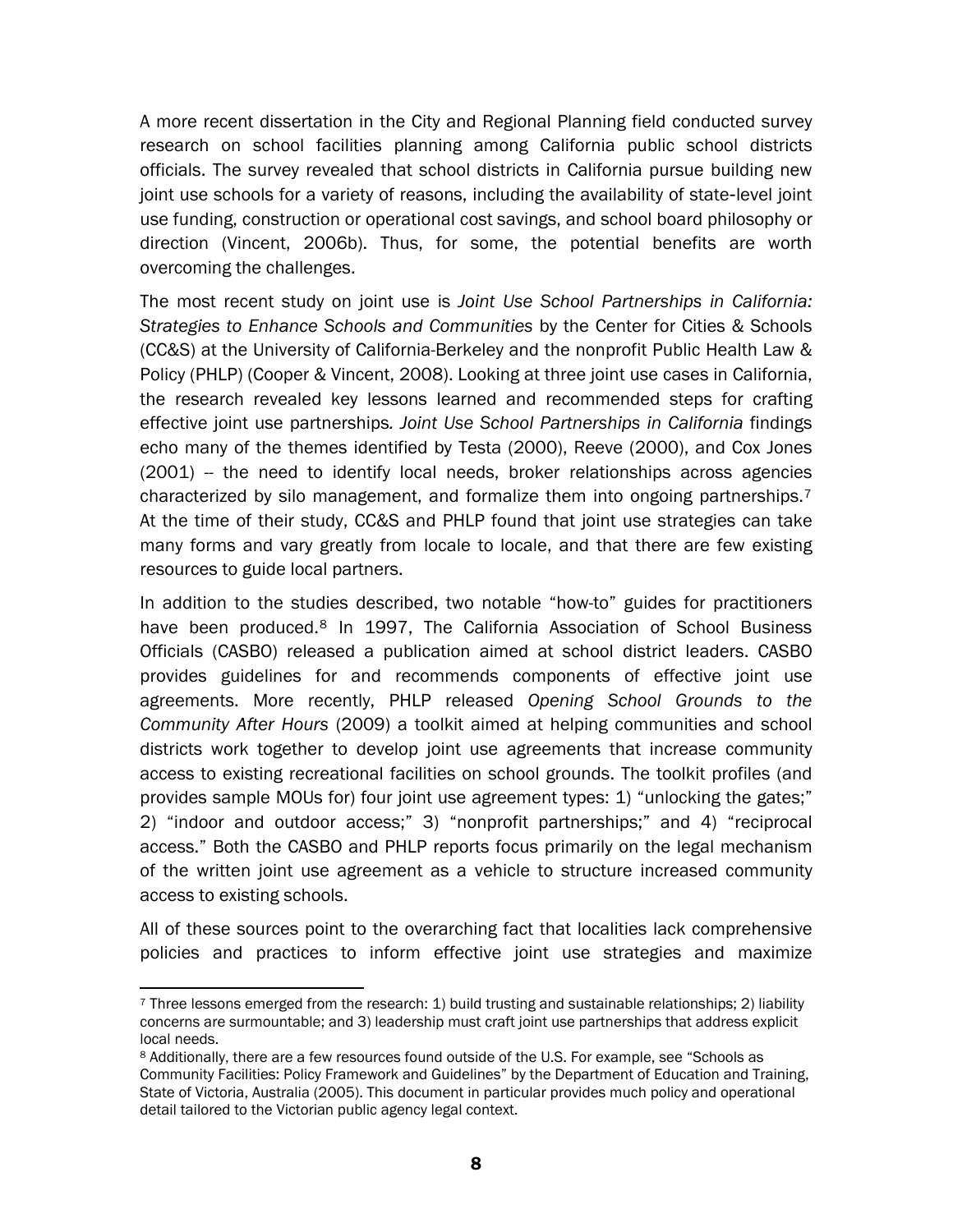A more recent dissertation in the City and Regional Planning field conducted survey research on school facilities planning among California public school districts officials. The survey revealed that school districts in California pursue building new joint use schools for a variety of reasons, including the availability of state-level joint use funding, construction or operational cost savings, and school board philosophy or direction (Vincent, 2006b). Thus, for some, the potential benefits are worth overcoming the challenges.

The most recent study on joint use is *Joint Use School Partnerships in California: Strategies to Enhance Schools and Communities* by the Center for Cities & Schools (CC&S) at the University of California-Berkeley and the nonprofit Public Health Law & Policy (PHLP) (Cooper & Vincent, 2008). Looking at three joint use cases in California, the research revealed key lessons learned and recommended steps for crafting effective joint use partnerships. *Joint Use School Partnerships in California* findings echo many of the themes identified by Testa (2000), Reeve (2000), and Cox Jones (2001) -- the need to identify local needs, broker relationships across agencies characterized by silo management, and formalize them into ongoing partnerships.[7] At the time of their study, CC&S and PHLP found that joint use strategies can take many forms and vary greatly from locale to locale, and that there are few existing resources to guide local partners.

In addition to the studies described, two notable "how-to" guides for practitioners have been produced.[8] In 1997, The California Association of School Business Officials (CASBO) released a publication aimed at school district leaders. CASBO provides guidelines for and recommends components of effective joint use agreements. More recently, PHLP released *Opening School Grounds to the Community After Hours* (2009) a toolkit aimed at helping communities and school districts work together to develop joint use agreements that increase community access to existing recreational facilities on school grounds. The toolkit profiles (and provides sample MOUs for) four joint use agreement types: 1) "unlocking the gates;" 2) "indoor and outdoor access;" 3) "nonprofit partnerships;" and 4) "reciprocal access." Both the CASBO and PHLP reports focus primarily on the legal mechanism of the written joint use agreement as a vehicle to structure increased community access to existing schools.

All of these sources point to the overarching fact that localities lack comprehensive policies and practices to inform effective joint use strategies and maximize

---

[7] Three lessons emerged from the research: 1) build trusting and sustainable relationships; 2) liability concerns are surmountable; and 3) leadership must craft joint use partnerships that address explicit local needs.

[8] Additionally, there are a few resources found outside of the U.S. For example, see "Schools as Community Facilities: Policy Framework and Guidelines" by the Department of Education and Training, State of Victoria, Australia (2005). This document in particular provides much policy and operational detail tailored to the Victorian public agency legal context.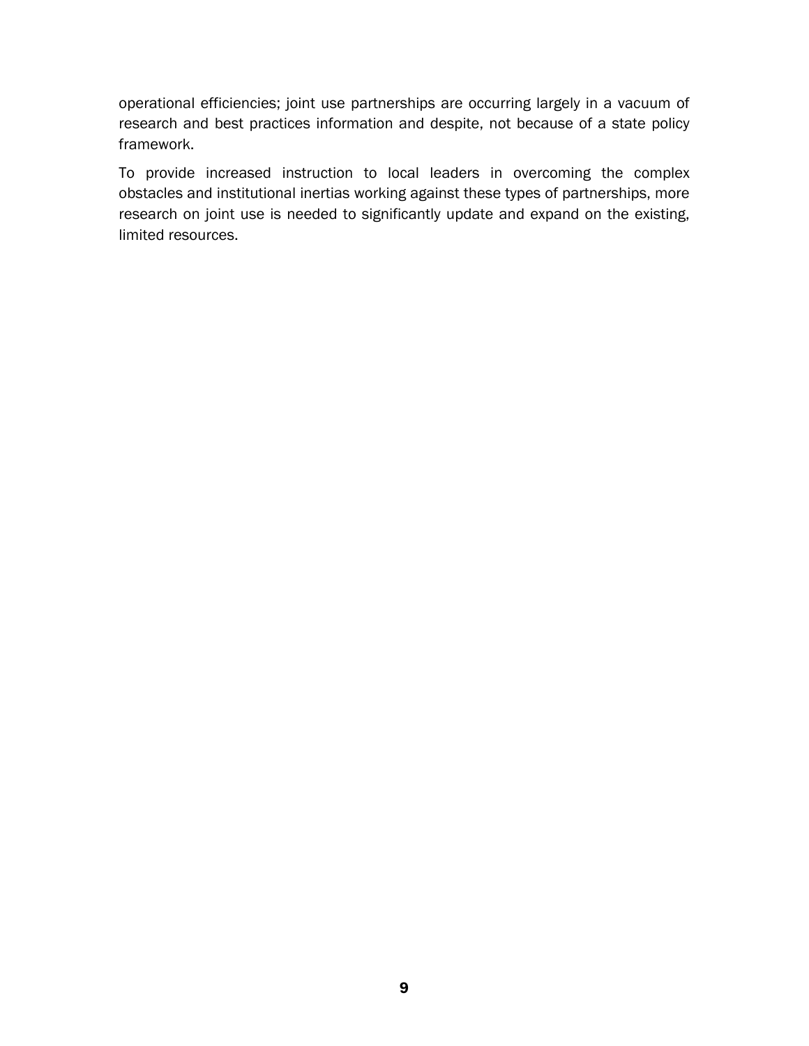operational efficiencies; joint use partnerships are occurring largely in a vacuum of research and best practices information and despite, not because of a state policy framework.

To provide increased instruction to local leaders in overcoming the complex obstacles and institutional inertias working against these types of partnerships, more research on joint use is needed to significantly update and expand on the existing, limited resources.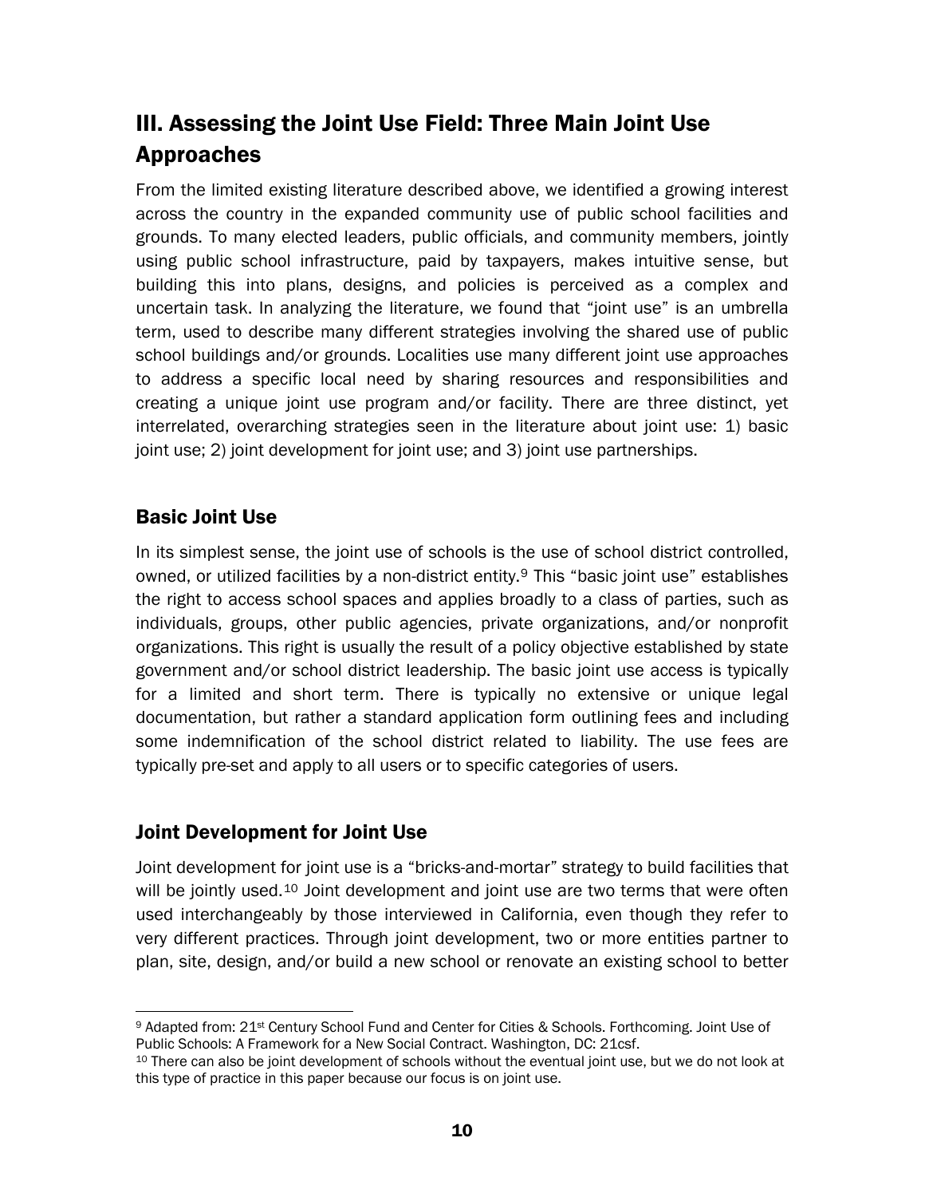## III. Assessing the Joint Use Field: Three Main Joint Use Approaches

From the limited existing literature described above, we identified a growing interest across the country in the expanded community use of public school facilities and grounds. To many elected leaders, public officials, and community members, jointly using public school infrastructure, paid by taxpayers, makes intuitive sense, but building this into plans, designs, and policies is perceived as a complex and uncertain task. In analyzing the literature, we found that "joint use" is an umbrella term, used to describe many different strategies involving the shared use of public school buildings and/or grounds. Localities use many different joint use approaches to address a specific local need by sharing resources and responsibilities and creating a unique joint use program and/or facility. There are three distinct, yet interrelated, overarching strategies seen in the literature about joint use: 1) basic joint use; 2) joint development for joint use; and 3) joint use partnerships.

### Basic Joint Use

In its simplest sense, the joint use of schools is the use of school district controlled, owned, or utilized facilities by a non-district entity.[9] This "basic joint use" establishes the right to access school spaces and applies broadly to a class of parties, such as individuals, groups, other public agencies, private organizations, and/or nonprofit organizations. This right is usually the result of a policy objective established by state government and/or school district leadership. The basic joint use access is typically for a limited and short term. There is typically no extensive or unique legal documentation, but rather a standard application form outlining fees and including some indemnification of the school district related to liability. The use fees are typically pre-set and apply to all users or to specific categories of users.

### Joint Development for Joint Use

Joint development for joint use is a "bricks-and-mortar" strategy to build facilities that will be jointly used.[10] Joint development and joint use are two terms that were often used interchangeably by those interviewed in California, even though they refer to very different practices. Through joint development, two or more entities partner to plan, site, design, and/or build a new school or renovate an existing school to better

---

[9] Adapted from: 21st Century School Fund and Center for Cities & Schools. Forthcoming. Joint Use of Public Schools: A Framework for a New Social Contract. Washington, DC: 21csf.

[10] There can also be joint development of schools without the eventual joint use, but we do not look at this type of practice in this paper because our focus is on joint use.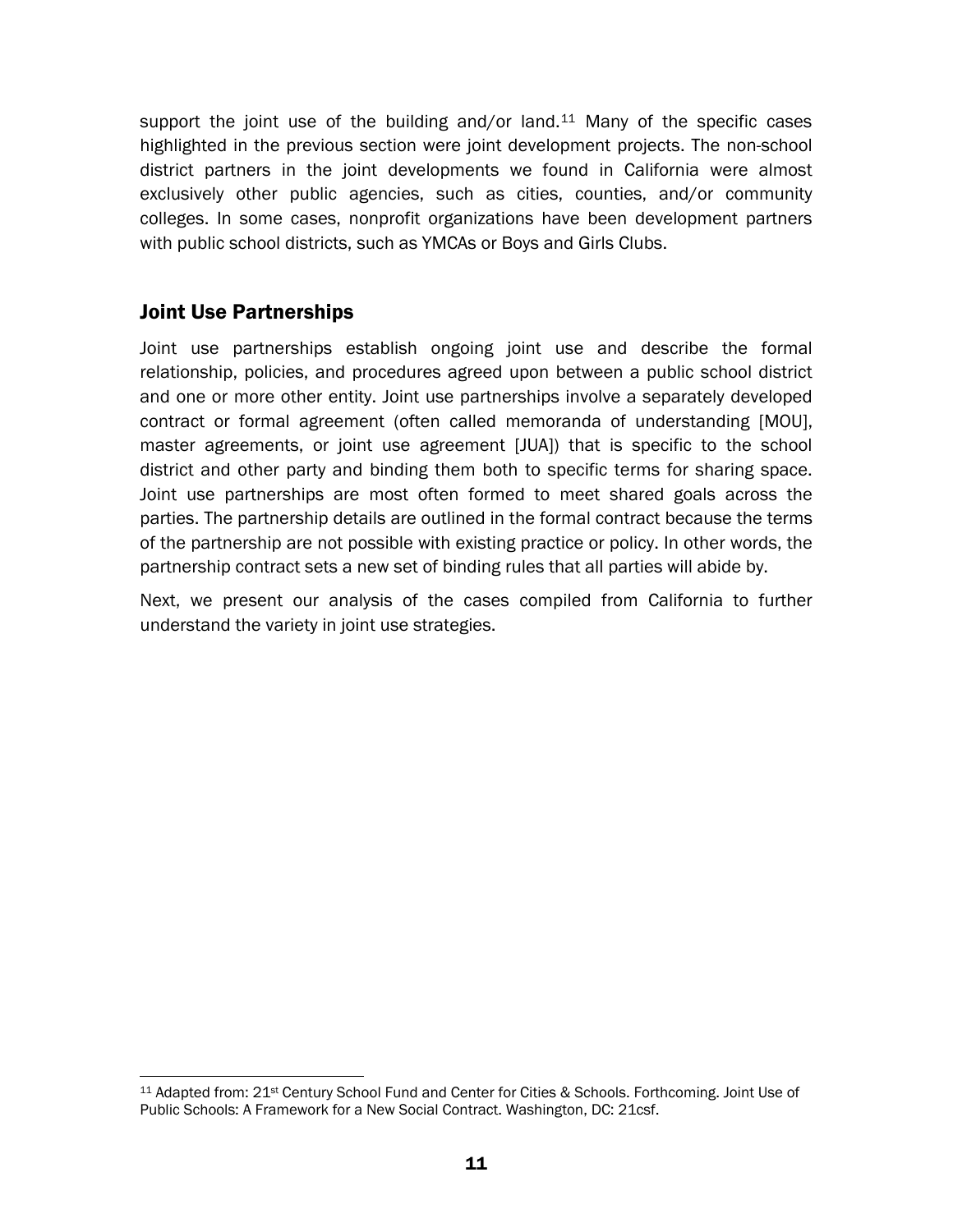support the joint use of the building and/or land.[11] Many of the specific cases highlighted in the previous section were joint development projects. The non-school district partners in the joint developments we found in California were almost exclusively other public agencies, such as cities, counties, and/or community colleges. In some cases, nonprofit organizations have been development partners with public school districts, such as YMCAs or Boys and Girls Clubs.

## Joint Use Partnerships

Joint use partnerships establish ongoing joint use and describe the formal relationship, policies, and procedures agreed upon between a public school district and one or more other entity. Joint use partnerships involve a separately developed contract or formal agreement (often called memoranda of understanding [MOU], master agreements, or joint use agreement [JUA]) that is specific to the school district and other party and binding them both to specific terms for sharing space. Joint use partnerships are most often formed to meet shared goals across the parties. The partnership details are outlined in the formal contract because the terms of the partnership are not possible with existing practice or policy. In other words, the partnership contract sets a new set of binding rules that all parties will abide by.

Next, we present our analysis of the cases compiled from California to further understand the variety in joint use strategies.

[11] Adapted from: 21st Century School Fund and Center for Cities & Schools. Forthcoming. Joint Use of Public Schools: A Framework for a New Social Contract. Washington, DC: 21csf.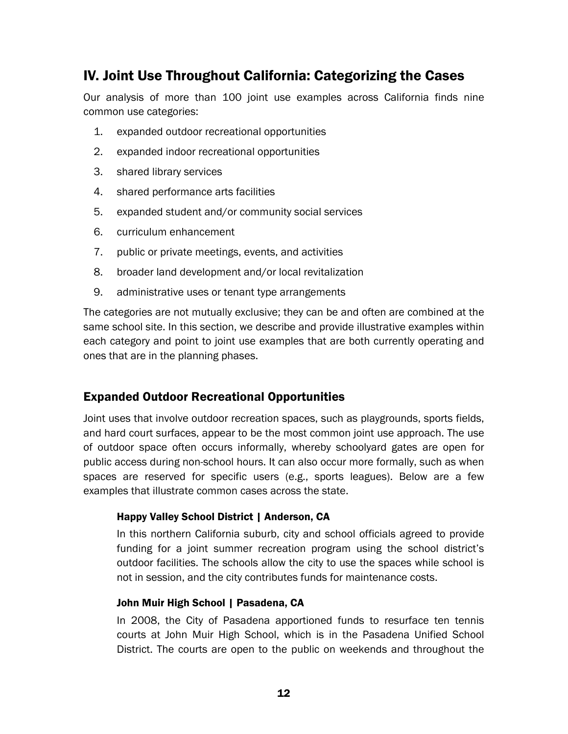## IV. Joint Use Throughout California: Categorizing the Cases

Our analysis of more than 100 joint use examples across California finds nine common use categories:

1. expanded outdoor recreational opportunities
2. expanded indoor recreational opportunities
3. shared library services
4. shared performance arts facilities
5. expanded student and/or community social services
6. curriculum enhancement
7. public or private meetings, events, and activities
8. broader land development and/or local revitalization
9. administrative uses or tenant type arrangements

The categories are not mutually exclusive; they can be and often are combined at the same school site. In this section, we describe and provide illustrative examples within each category and point to joint use examples that are both currently operating and ones that are in the planning phases.

### Expanded Outdoor Recreational Opportunities

Joint uses that involve outdoor recreation spaces, such as playgrounds, sports fields, and hard court surfaces, appear to be the most common joint use approach. The use of outdoor space often occurs informally, whereby schoolyard gates are open for public access during non-school hours. It can also occur more formally, such as when spaces are reserved for specific users (e.g., sports leagues). Below are a few examples that illustrate common cases across the state.

#### Happy Valley School District | Anderson, CA

In this northern California suburb, city and school officials agreed to provide funding for a joint summer recreation program using the school district's outdoor facilities. The schools allow the city to use the spaces while school is not in session, and the city contributes funds for maintenance costs.

#### John Muir High School | Pasadena, CA

In 2008, the City of Pasadena apportioned funds to resurface ten tennis courts at John Muir High School, which is in the Pasadena Unified School District. The courts are open to the public on weekends and throughout the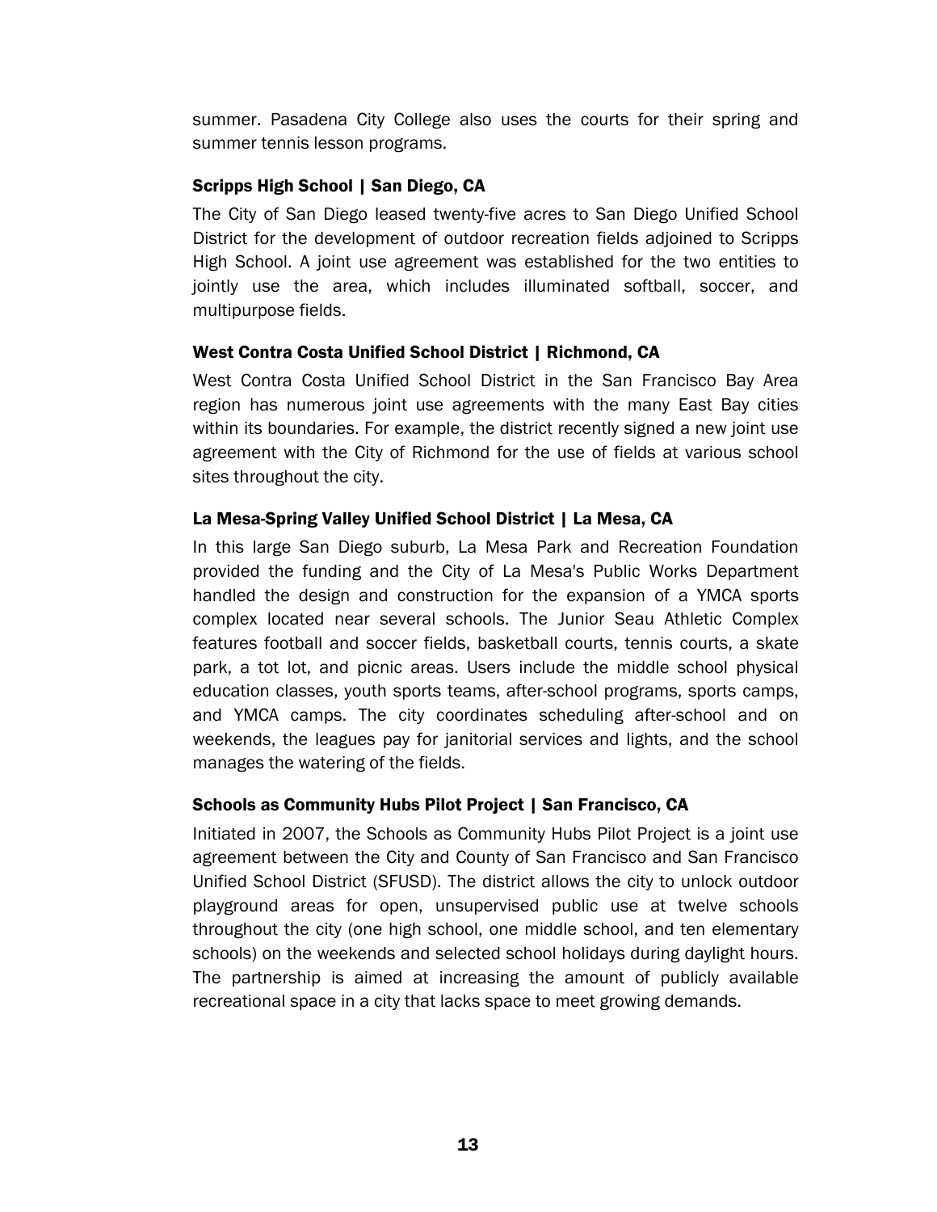summer. Pasadena City College also uses the courts for their spring and summer tennis lesson programs.

### Scripps High School | San Diego, CA

The City of San Diego leased twenty-five acres to San Diego Unified School District for the development of outdoor recreation fields adjoined to Scripps High School. A joint use agreement was established for the two entities to jointly use the area, which includes illuminated softball, soccer, and multipurpose fields.

### West Contra Costa Unified School District | Richmond, CA

West Contra Costa Unified School District in the San Francisco Bay Area region has numerous joint use agreements with the many East Bay cities within its boundaries. For example, the district recently signed a new joint use agreement with the City of Richmond for the use of fields at various school sites throughout the city.

### La Mesa-Spring Valley Unified School District | La Mesa, CA

In this large San Diego suburb, La Mesa Park and Recreation Foundation provided the funding and the City of La Mesa's Public Works Department handled the design and construction for the expansion of a YMCA sports complex located near several schools. The Junior Seau Athletic Complex features football and soccer fields, basketball courts, tennis courts, a skate park, a tot lot, and picnic areas. Users include the middle school physical education classes, youth sports teams, after-school programs, sports camps, and YMCA camps. The city coordinates scheduling after-school and on weekends, the leagues pay for janitorial services and lights, and the school manages the watering of the fields.

### Schools as Community Hubs Pilot Project | San Francisco, CA

Initiated in 2007, the Schools as Community Hubs Pilot Project is a joint use agreement between the City and County of San Francisco and San Francisco Unified School District (SFUSD). The district allows the city to unlock outdoor playground areas for open, unsupervised public use at twelve schools throughout the city (one high school, one middle school, and ten elementary schools) on the weekends and selected school holidays during daylight hours. The partnership is aimed at increasing the amount of publicly available recreational space in a city that lacks space to meet growing demands.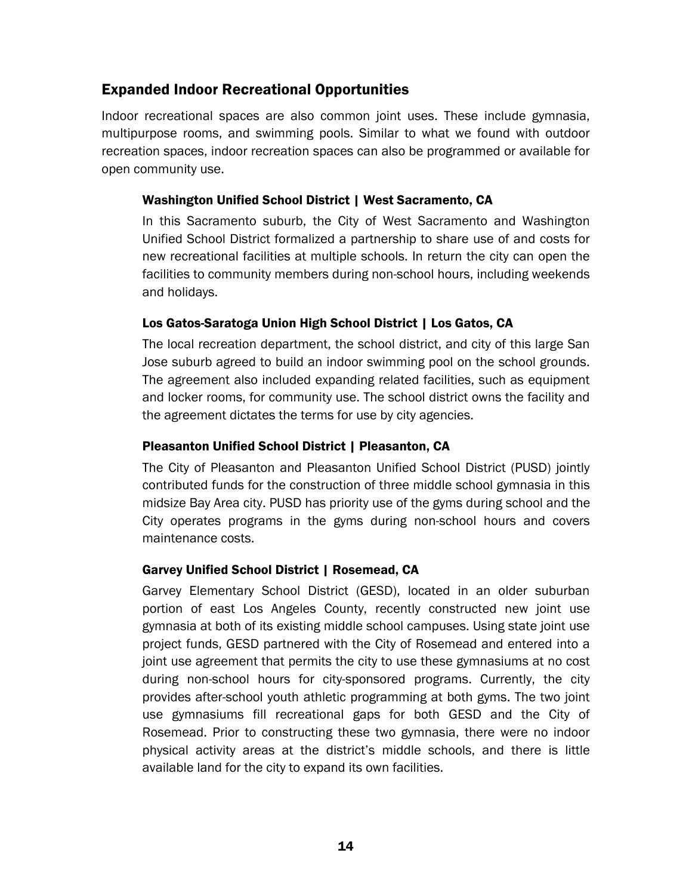## Expanded Indoor Recreational Opportunities

Indoor recreational spaces are also common joint uses. These include gymnasia, multipurpose rooms, and swimming pools. Similar to what we found with outdoor recreation spaces, indoor recreation spaces can also be programmed or available for open community use.

### Washington Unified School District | West Sacramento, CA

In this Sacramento suburb, the City of West Sacramento and Washington Unified School District formalized a partnership to share use of and costs for new recreational facilities at multiple schools. In return the city can open the facilities to community members during non-school hours, including weekends and holidays.

### Los Gatos-Saratoga Union High School District | Los Gatos, CA

The local recreation department, the school district, and city of this large San Jose suburb agreed to build an indoor swimming pool on the school grounds. The agreement also included expanding related facilities, such as equipment and locker rooms, for community use. The school district owns the facility and the agreement dictates the terms for use by city agencies.

### Pleasanton Unified School District | Pleasanton, CA

The City of Pleasanton and Pleasanton Unified School District (PUSD) jointly contributed funds for the construction of three middle school gymnasia in this midsize Bay Area city. PUSD has priority use of the gyms during school and the City operates programs in the gyms during non-school hours and covers maintenance costs.

### Garvey Unified School District | Rosemead, CA

Garvey Elementary School District (GESD), located in an older suburban portion of east Los Angeles County, recently constructed new joint use gymnasia at both of its existing middle school campuses. Using state joint use project funds, GESD partnered with the City of Rosemead and entered into a joint use agreement that permits the city to use these gymnasiums at no cost during non-school hours for city-sponsored programs. Currently, the city provides after-school youth athletic programming at both gyms. The two joint use gymnasiums fill recreational gaps for both GESD and the City of Rosemead. Prior to constructing these two gymnasia, there were no indoor physical activity areas at the district's middle schools, and there is little available land for the city to expand its own facilities.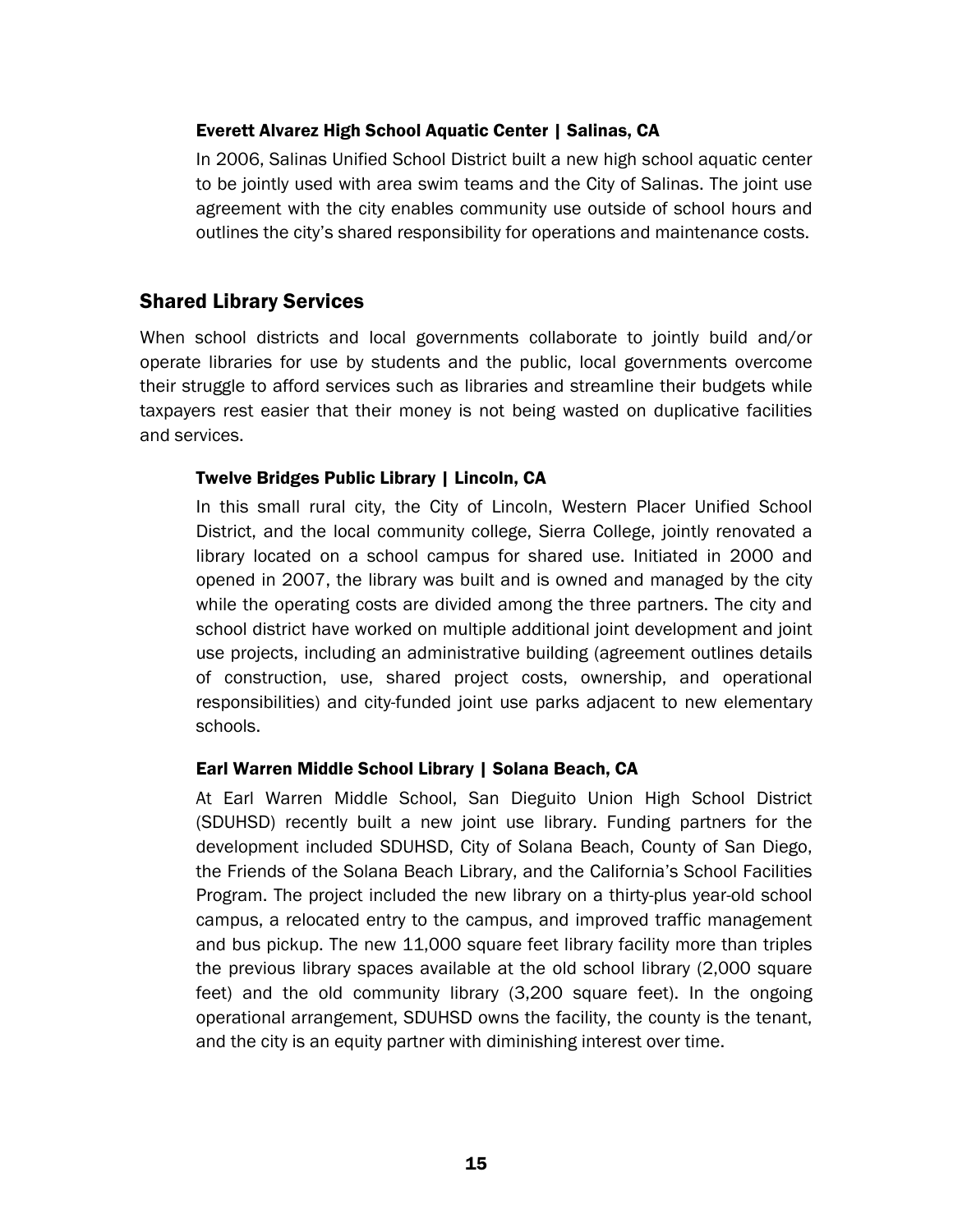### Everett Alvarez High School Aquatic Center | Salinas, CA

In 2006, Salinas Unified School District built a new high school aquatic center to be jointly used with area swim teams and the City of Salinas. The joint use agreement with the city enables community use outside of school hours and outlines the city's shared responsibility for operations and maintenance costs.

## Shared Library Services

When school districts and local governments collaborate to jointly build and/or operate libraries for use by students and the public, local governments overcome their struggle to afford services such as libraries and streamline their budgets while taxpayers rest easier that their money is not being wasted on duplicative facilities and services.

### Twelve Bridges Public Library | Lincoln, CA

In this small rural city, the City of Lincoln, Western Placer Unified School District, and the local community college, Sierra College, jointly renovated a library located on a school campus for shared use. Initiated in 2000 and opened in 2007, the library was built and is owned and managed by the city while the operating costs are divided among the three partners. The city and school district have worked on multiple additional joint development and joint use projects, including an administrative building (agreement outlines details of construction, use, shared project costs, ownership, and operational responsibilities) and city-funded joint use parks adjacent to new elementary schools.

### Earl Warren Middle School Library | Solana Beach, CA

At Earl Warren Middle School, San Dieguito Union High School District (SDUHSD) recently built a new joint use library. Funding partners for the development included SDUHSD, City of Solana Beach, County of San Diego, the Friends of the Solana Beach Library, and the California's School Facilities Program. The project included the new library on a thirty-plus year-old school campus, a relocated entry to the campus, and improved traffic management and bus pickup. The new 11,000 square feet library facility more than triples the previous library spaces available at the old school library (2,000 square feet) and the old community library (3,200 square feet). In the ongoing operational arrangement, SDUHSD owns the facility, the county is the tenant, and the city is an equity partner with diminishing interest over time.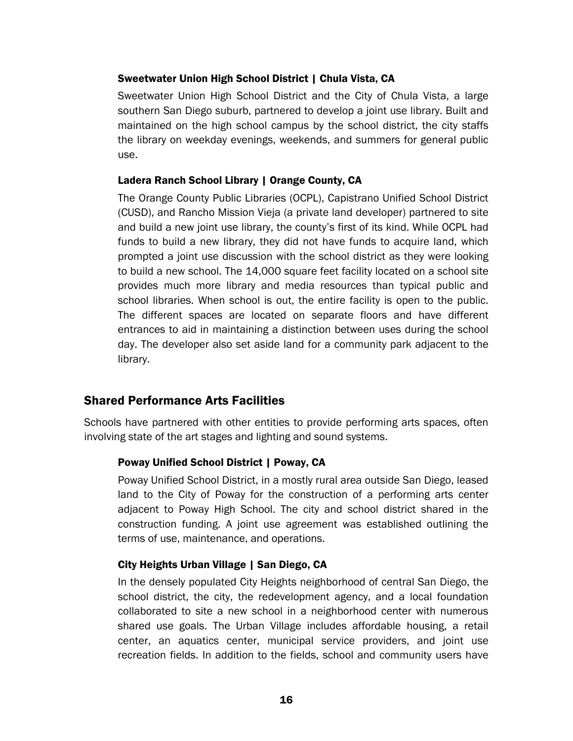#### Sweetwater Union High School District | Chula Vista, CA

Sweetwater Union High School District and the City of Chula Vista, a large southern San Diego suburb, partnered to develop a joint use library. Built and maintained on the high school campus by the school district, the city staffs the library on weekday evenings, weekends, and summers for general public use.

#### Ladera Ranch School Library | Orange County, CA

The Orange County Public Libraries (OCPL), Capistrano Unified School District (CUSD), and Rancho Mission Vieja (a private land developer) partnered to site and build a new joint use library, the county's first of its kind. While OCPL had funds to build a new library, they did not have funds to acquire land, which prompted a joint use discussion with the school district as they were looking to build a new school. The 14,000 square feet facility located on a school site provides much more library and media resources than typical public and school libraries. When school is out, the entire facility is open to the public. The different spaces are located on separate floors and have different entrances to aid in maintaining a distinction between uses during the school day. The developer also set aside land for a community park adjacent to the library.

### Shared Performance Arts Facilities

Schools have partnered with other entities to provide performing arts spaces, often involving state of the art stages and lighting and sound systems.

#### Poway Unified School District | Poway, CA

Poway Unified School District, in a mostly rural area outside San Diego, leased land to the City of Poway for the construction of a performing arts center adjacent to Poway High School. The city and school district shared in the construction funding. A joint use agreement was established outlining the terms of use, maintenance, and operations.

#### City Heights Urban Village | San Diego, CA

In the densely populated City Heights neighborhood of central San Diego, the school district, the city, the redevelopment agency, and a local foundation collaborated to site a new school in a neighborhood center with numerous shared use goals. The Urban Village includes affordable housing, a retail center, an aquatics center, municipal service providers, and joint use recreation fields. In addition to the fields, school and community users have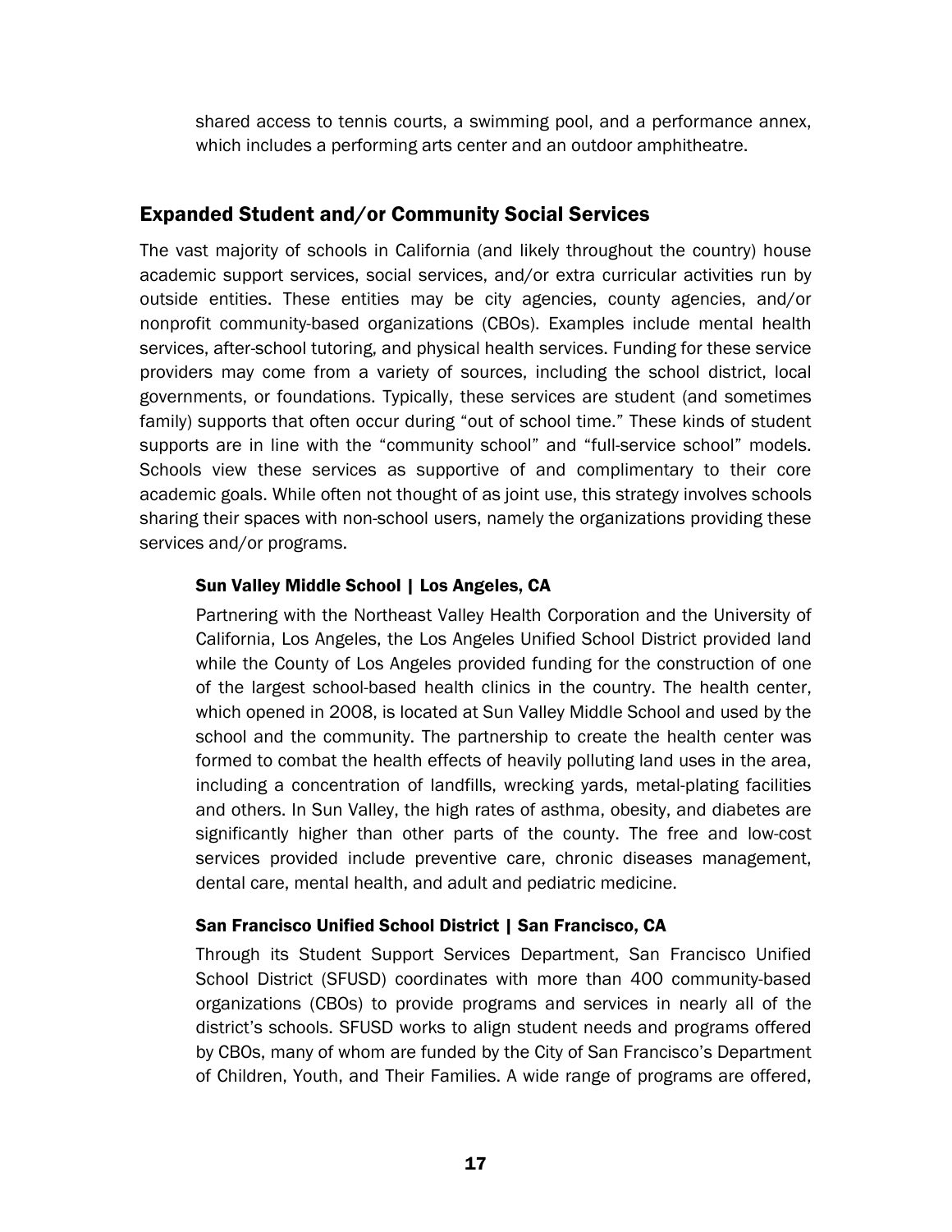shared access to tennis courts, a swimming pool, and a performance annex, which includes a performing arts center and an outdoor amphitheatre.

## Expanded Student and/or Community Social Services

The vast majority of schools in California (and likely throughout the country) house academic support services, social services, and/or extra curricular activities run by outside entities. These entities may be city agencies, county agencies, and/or nonprofit community-based organizations (CBOs). Examples include mental health services, after-school tutoring, and physical health services. Funding for these service providers may come from a variety of sources, including the school district, local governments, or foundations. Typically, these services are student (and sometimes family) supports that often occur during "out of school time." These kinds of student supports are in line with the "community school" and "full-service school" models. Schools view these services as supportive of and complimentary to their core academic goals. While often not thought of as joint use, this strategy involves schools sharing their spaces with non-school users, namely the organizations providing these services and/or programs.

### Sun Valley Middle School | Los Angeles, CA

Partnering with the Northeast Valley Health Corporation and the University of California, Los Angeles, the Los Angeles Unified School District provided land while the County of Los Angeles provided funding for the construction of one of the largest school-based health clinics in the country. The health center, which opened in 2008, is located at Sun Valley Middle School and used by the school and the community. The partnership to create the health center was formed to combat the health effects of heavily polluting land uses in the area, including a concentration of landfills, wrecking yards, metal-plating facilities and others. In Sun Valley, the high rates of asthma, obesity, and diabetes are significantly higher than other parts of the county. The free and low-cost services provided include preventive care, chronic diseases management, dental care, mental health, and adult and pediatric medicine.

### San Francisco Unified School District | San Francisco, CA

Through its Student Support Services Department, San Francisco Unified School District (SFUSD) coordinates with more than 400 community-based organizations (CBOs) to provide programs and services in nearly all of the district's schools. SFUSD works to align student needs and programs offered by CBOs, many of whom are funded by the City of San Francisco's Department of Children, Youth, and Their Families. A wide range of programs are offered,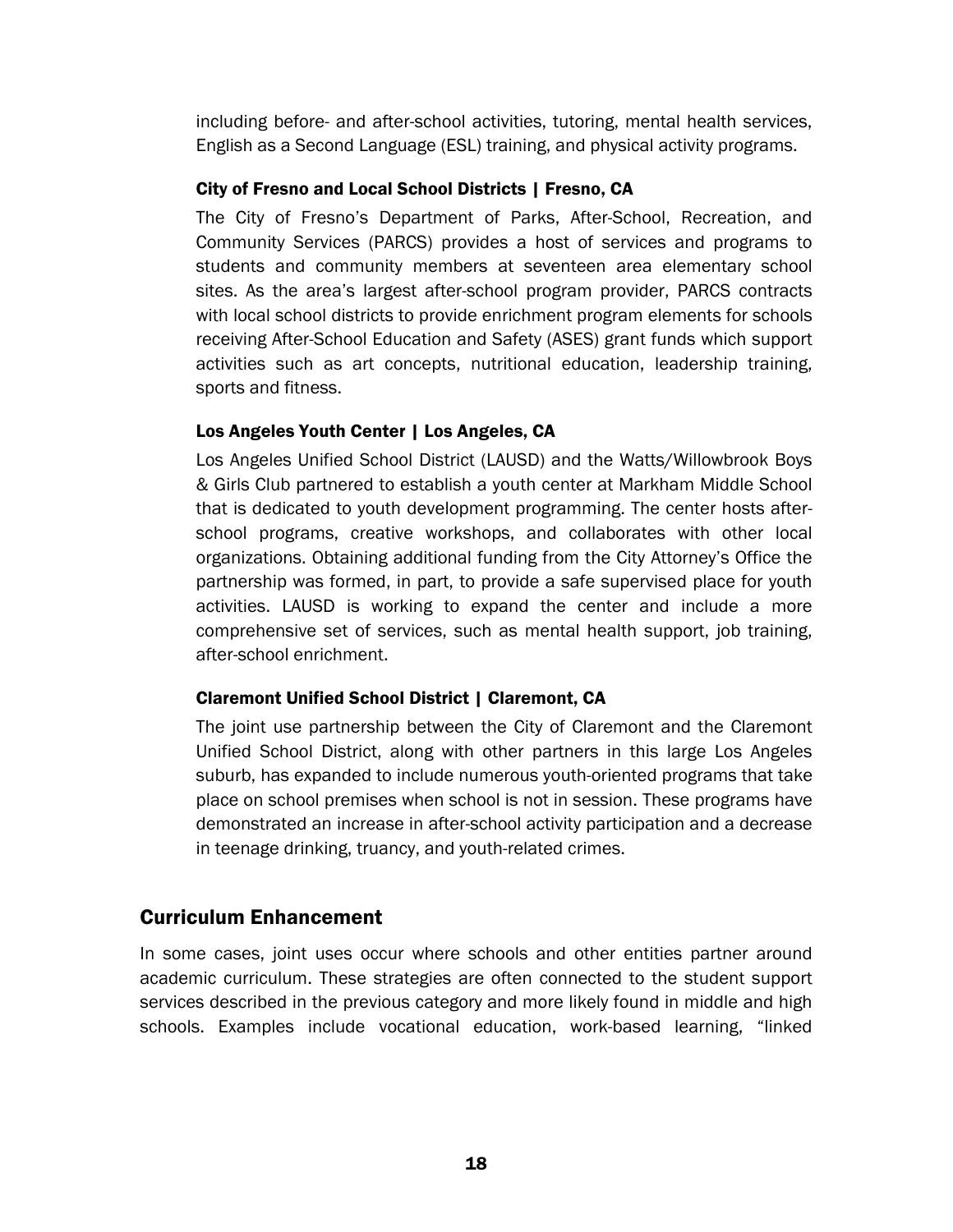including before- and after-school activities, tutoring, mental health services, English as a Second Language (ESL) training, and physical activity programs.

### City of Fresno and Local School Districts | Fresno, CA

The City of Fresno's Department of Parks, After-School, Recreation, and Community Services (PARCS) provides a host of services and programs to students and community members at seventeen area elementary school sites. As the area's largest after-school program provider, PARCS contracts with local school districts to provide enrichment program elements for schools receiving After-School Education and Safety (ASES) grant funds which support activities such as art concepts, nutritional education, leadership training, sports and fitness.

### Los Angeles Youth Center | Los Angeles, CA

Los Angeles Unified School District (LAUSD) and the Watts/Willowbrook Boys & Girls Club partnered to establish a youth center at Markham Middle School that is dedicated to youth development programming. The center hosts after-school programs, creative workshops, and collaborates with other local organizations. Obtaining additional funding from the City Attorney's Office the partnership was formed, in part, to provide a safe supervised place for youth activities. LAUSD is working to expand the center and include a more comprehensive set of services, such as mental health support, job training, after-school enrichment.

### Claremont Unified School District | Claremont, CA

The joint use partnership between the City of Claremont and the Claremont Unified School District, along with other partners in this large Los Angeles suburb, has expanded to include numerous youth-oriented programs that take place on school premises when school is not in session. These programs have demonstrated an increase in after-school activity participation and a decrease in teenage drinking, truancy, and youth-related crimes.

## Curriculum Enhancement

In some cases, joint uses occur where schools and other entities partner around academic curriculum. These strategies are often connected to the student support services described in the previous category and more likely found in middle and high schools. Examples include vocational education, work-based learning, "linked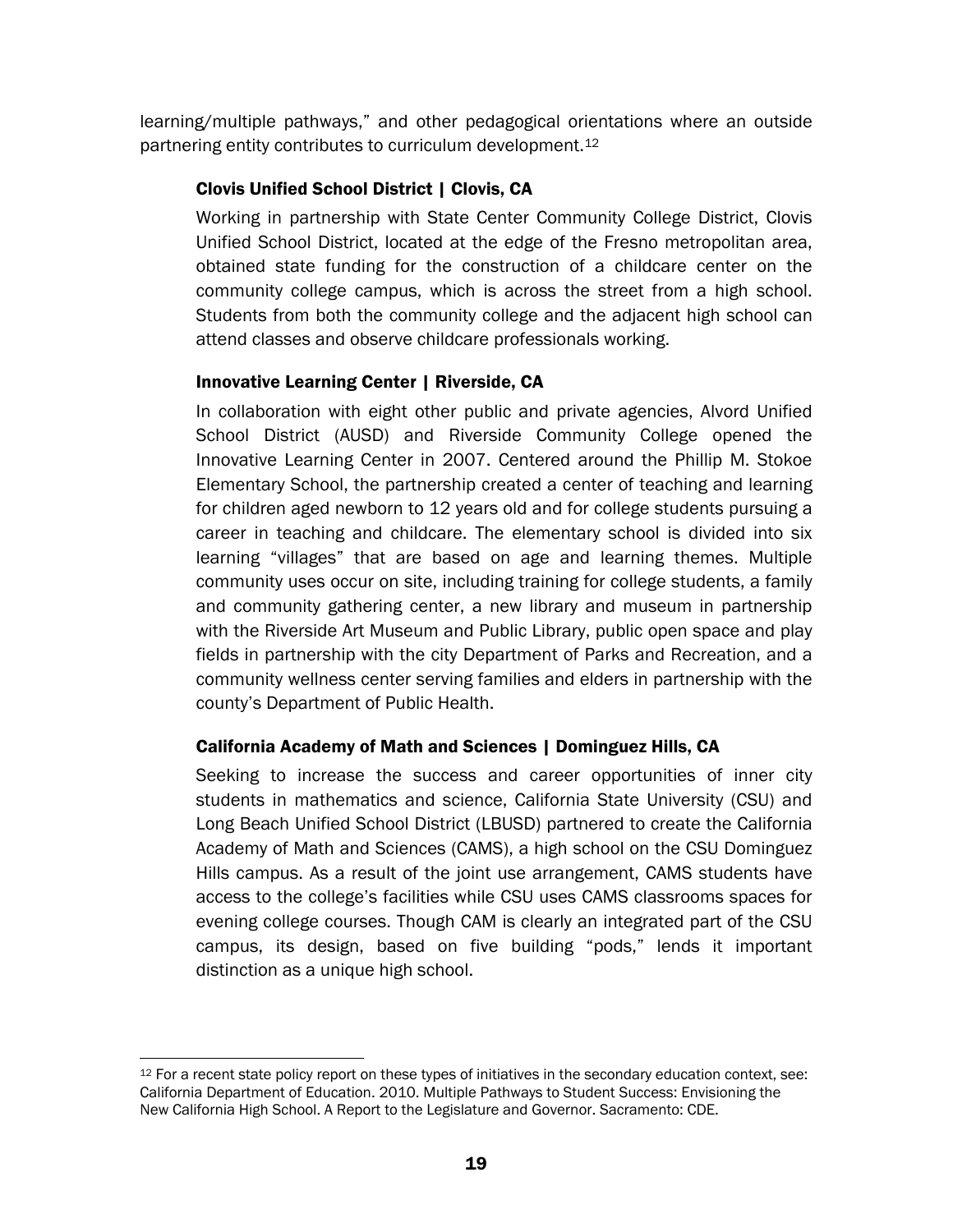learning/multiple pathways," and other pedagogical orientations where an outside partnering entity contributes to curriculum development.[12]

### Clovis Unified School District | Clovis, CA

Working in partnership with State Center Community College District, Clovis Unified School District, located at the edge of the Fresno metropolitan area, obtained state funding for the construction of a childcare center on the community college campus, which is across the street from a high school. Students from both the community college and the adjacent high school can attend classes and observe childcare professionals working.

### Innovative Learning Center | Riverside, CA

In collaboration with eight other public and private agencies, Alvord Unified School District (AUSD) and Riverside Community College opened the Innovative Learning Center in 2007. Centered around the Phillip M. Stokoe Elementary School, the partnership created a center of teaching and learning for children aged newborn to 12 years old and for college students pursuing a career in teaching and childcare. The elementary school is divided into six learning "villages" that are based on age and learning themes. Multiple community uses occur on site, including training for college students, a family and community gathering center, a new library and museum in partnership with the Riverside Art Museum and Public Library, public open space and play fields in partnership with the city Department of Parks and Recreation, and a community wellness center serving families and elders in partnership with the county's Department of Public Health.

### California Academy of Math and Sciences | Dominguez Hills, CA

Seeking to increase the success and career opportunities of inner city students in mathematics and science, California State University (CSU) and Long Beach Unified School District (LBUSD) partnered to create the California Academy of Math and Sciences (CAMS), a high school on the CSU Dominguez Hills campus. As a result of the joint use arrangement, CAMS students have access to the college's facilities while CSU uses CAMS classrooms spaces for evening college courses. Though CAM is clearly an integrated part of the CSU campus, its design, based on five building "pods," lends it important distinction as a unique high school.

---

[12] For a recent state policy report on these types of initiatives in the secondary education context, see: California Department of Education. 2010. Multiple Pathways to Student Success: Envisioning the New California High School. A Report to the Legislature and Governor. Sacramento: CDE.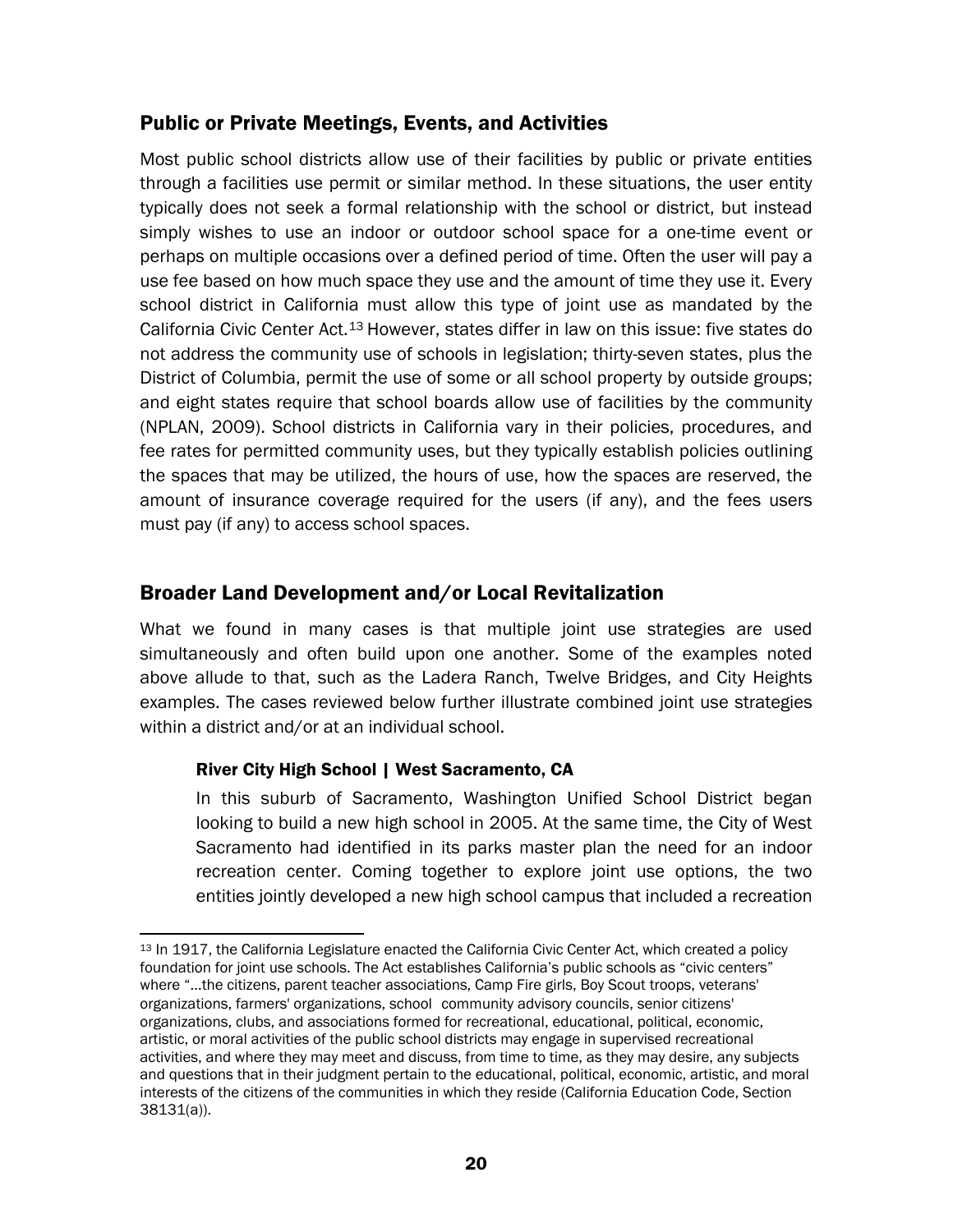## Public or Private Meetings, Events, and Activities

Most public school districts allow use of their facilities by public or private entities through a facilities use permit or similar method. In these situations, the user entity typically does not seek a formal relationship with the school or district, but instead simply wishes to use an indoor or outdoor school space for a one-time event or perhaps on multiple occasions over a defined period of time. Often the user will pay a use fee based on how much space they use and the amount of time they use it. Every school district in California must allow this type of joint use as mandated by the California Civic Center Act.[13] However, states differ in law on this issue: five states do not address the community use of schools in legislation; thirty-seven states, plus the District of Columbia, permit the use of some or all school property by outside groups; and eight states require that school boards allow use of facilities by the community (NPLAN, 2009). School districts in California vary in their policies, procedures, and fee rates for permitted community uses, but they typically establish policies outlining the spaces that may be utilized, the hours of use, how the spaces are reserved, the amount of insurance coverage required for the users (if any), and the fees users must pay (if any) to access school spaces.

## Broader Land Development and/or Local Revitalization

What we found in many cases is that multiple joint use strategies are used simultaneously and often build upon one another. Some of the examples noted above allude to that, such as the Ladera Ranch, Twelve Bridges, and City Heights examples. The cases reviewed below further illustrate combined joint use strategies within a district and/or at an individual school.

### River City High School | West Sacramento, CA

In this suburb of Sacramento, Washington Unified School District began looking to build a new high school in 2005. At the same time, the City of West Sacramento had identified in its parks master plan the need for an indoor recreation center. Coming together to explore joint use options, the two entities jointly developed a new high school campus that included a recreation

---

[13] In 1917, the California Legislature enacted the California Civic Center Act, which created a policy foundation for joint use schools. The Act establishes California's public schools as "civic centers" where "...the citizens, parent teacher associations, Camp Fire girls, Boy Scout troops, veterans' organizations, farmers' organizations, school community advisory councils, senior citizens' organizations, clubs, and associations formed for recreational, educational, political, economic, artistic, or moral activities of the public school districts may engage in supervised recreational activities, and where they may meet and discuss, from time to time, as they may desire, any subjects and questions that in their judgment pertain to the educational, political, economic, artistic, and moral interests of the citizens of the communities in which they reside (California Education Code, Section 38131(a)).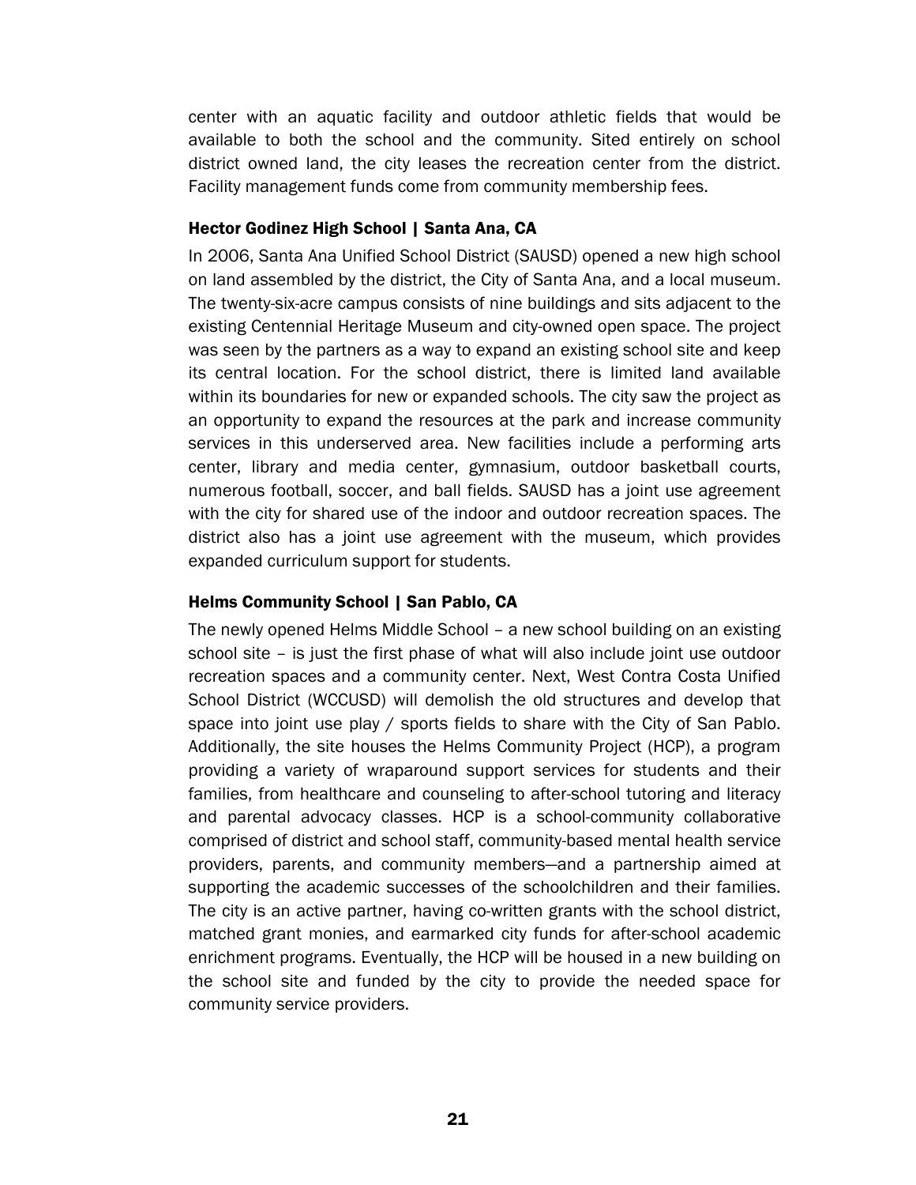center with an aquatic facility and outdoor athletic fields that would be available to both the school and the community. Sited entirely on school district owned land, the city leases the recreation center from the district. Facility management funds come from community membership fees.

### Hector Godinez High School | Santa Ana, CA

In 2006, Santa Ana Unified School District (SAUSD) opened a new high school on land assembled by the district, the City of Santa Ana, and a local museum. The twenty-six-acre campus consists of nine buildings and sits adjacent to the existing Centennial Heritage Museum and city-owned open space. The project was seen by the partners as a way to expand an existing school site and keep its central location. For the school district, there is limited land available within its boundaries for new or expanded schools. The city saw the project as an opportunity to expand the resources at the park and increase community services in this underserved area. New facilities include a performing arts center, library and media center, gymnasium, outdoor basketball courts, numerous football, soccer, and ball fields. SAUSD has a joint use agreement with the city for shared use of the indoor and outdoor recreation spaces. The district also has a joint use agreement with the museum, which provides expanded curriculum support for students.

### Helms Community School | San Pablo, CA

The newly opened Helms Middle School – a new school building on an existing school site – is just the first phase of what will also include joint use outdoor recreation spaces and a community center. Next, West Contra Costa Unified School District (WCCUSD) will demolish the old structures and develop that space into joint use play / sports fields to share with the City of San Pablo. Additionally, the site houses the Helms Community Project (HCP), a program providing a variety of wraparound support services for students and their families, from healthcare and counseling to after-school tutoring and literacy and parental advocacy classes. HCP is a school-community collaborative comprised of district and school staff, community-based mental health service providers, parents, and community members—and a partnership aimed at supporting the academic successes of the schoolchildren and their families. The city is an active partner, having co-written grants with the school district, matched grant monies, and earmarked city funds for after-school academic enrichment programs. Eventually, the HCP will be housed in a new building on the school site and funded by the city to provide the needed space for community service providers.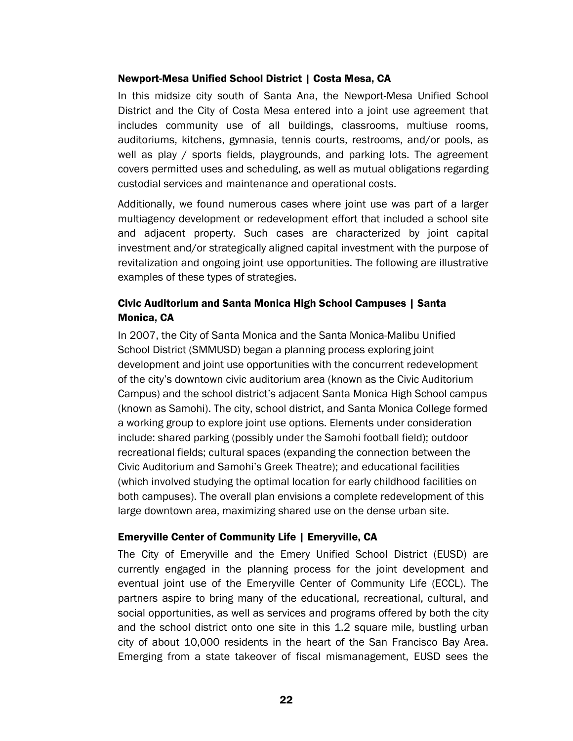### Newport-Mesa Unified School District | Costa Mesa, CA

In this midsize city south of Santa Ana, the Newport-Mesa Unified School District and the City of Costa Mesa entered into a joint use agreement that includes community use of all buildings, classrooms, multiuse rooms, auditoriums, kitchens, gymnasia, tennis courts, restrooms, and/or pools, as well as play / sports fields, playgrounds, and parking lots. The agreement covers permitted uses and scheduling, as well as mutual obligations regarding custodial services and maintenance and operational costs.

Additionally, we found numerous cases where joint use was part of a larger multiagency development or redevelopment effort that included a school site and adjacent property. Such cases are characterized by joint capital investment and/or strategically aligned capital investment with the purpose of revitalization and ongoing joint use opportunities. The following are illustrative examples of these types of strategies.

### Civic Auditorium and Santa Monica High School Campuses | Santa Monica, CA

In 2007, the City of Santa Monica and the Santa Monica-Malibu Unified School District (SMMUSD) began a planning process exploring joint development and joint use opportunities with the concurrent redevelopment of the city's downtown civic auditorium area (known as the Civic Auditorium Campus) and the school district's adjacent Santa Monica High School campus (known as Samohi). The city, school district, and Santa Monica College formed a working group to explore joint use options. Elements under consideration include: shared parking (possibly under the Samohi football field); outdoor recreational fields; cultural spaces (expanding the connection between the Civic Auditorium and Samohi's Greek Theatre); and educational facilities (which involved studying the optimal location for early childhood facilities on both campuses). The overall plan envisions a complete redevelopment of this large downtown area, maximizing shared use on the dense urban site.

### Emeryville Center of Community Life | Emeryville, CA

The City of Emeryville and the Emery Unified School District (EUSD) are currently engaged in the planning process for the joint development and eventual joint use of the Emeryville Center of Community Life (ECCL). The partners aspire to bring many of the educational, recreational, cultural, and social opportunities, as well as services and programs offered by both the city and the school district onto one site in this 1.2 square mile, bustling urban city of about 10,000 residents in the heart of the San Francisco Bay Area. Emerging from a state takeover of fiscal mismanagement, EUSD sees the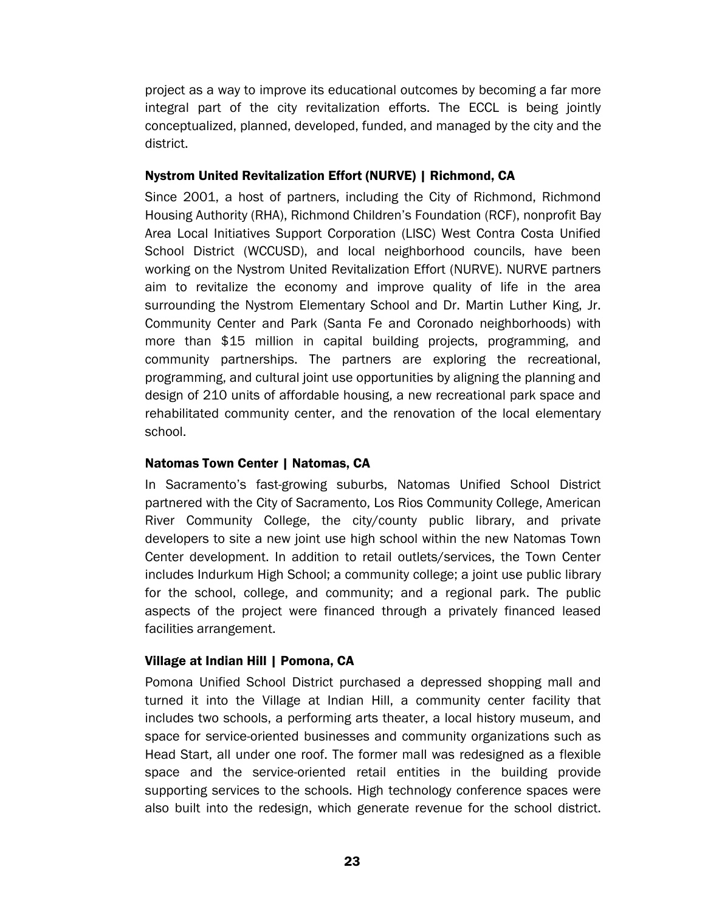project as a way to improve its educational outcomes by becoming a far more integral part of the city revitalization efforts. The ECCL is being jointly conceptualized, planned, developed, funded, and managed by the city and the district.

### Nystrom United Revitalization Effort (NURVE) | Richmond, CA

Since 2001, a host of partners, including the City of Richmond, Richmond Housing Authority (RHA), Richmond Children's Foundation (RCF), nonprofit Bay Area Local Initiatives Support Corporation (LISC) West Contra Costa Unified School District (WCCUSD), and local neighborhood councils, have been working on the Nystrom United Revitalization Effort (NURVE). NURVE partners aim to revitalize the economy and improve quality of life in the area surrounding the Nystrom Elementary School and Dr. Martin Luther King, Jr. Community Center and Park (Santa Fe and Coronado neighborhoods) with more than $15 million in capital building projects, programming, and community partnerships. The partners are exploring the recreational, programming, and cultural joint use opportunities by aligning the planning and design of 210 units of affordable housing, a new recreational park space and rehabilitated community center, and the renovation of the local elementary school.

### Natomas Town Center | Natomas, CA

In Sacramento's fast-growing suburbs, Natomas Unified School District partnered with the City of Sacramento, Los Rios Community College, American River Community College, the city/county public library, and private developers to site a new joint use high school within the new Natomas Town Center development. In addition to retail outlets/services, the Town Center includes Indurkum High School; a community college; a joint use public library for the school, college, and community; and a regional park. The public aspects of the project were financed through a privately financed leased facilities arrangement.

### Village at Indian Hill | Pomona, CA

Pomona Unified School District purchased a depressed shopping mall and turned it into the Village at Indian Hill, a community center facility that includes two schools, a performing arts theater, a local history museum, and space for service-oriented businesses and community organizations such as Head Start, all under one roof. The former mall was redesigned as a flexible space and the service-oriented retail entities in the building provide supporting services to the schools. High technology conference spaces were also built into the redesign, which generate revenue for the school district.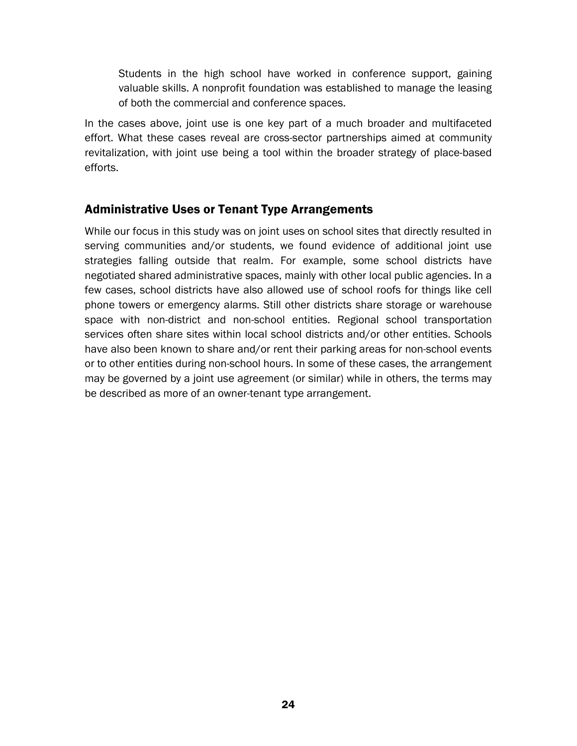> Students in the high school have worked in conference support, gaining valuable skills. A nonprofit foundation was established to manage the leasing of both the commercial and conference spaces.

In the cases above, joint use is one key part of a much broader and multifaceted effort. What these cases reveal are cross-sector partnerships aimed at community revitalization, with joint use being a tool within the broader strategy of place-based efforts.

## Administrative Uses or Tenant Type Arrangements

While our focus in this study was on joint uses on school sites that directly resulted in serving communities and/or students, we found evidence of additional joint use strategies falling outside that realm. For example, some school districts have negotiated shared administrative spaces, mainly with other local public agencies. In a few cases, school districts have also allowed use of school roofs for things like cell phone towers or emergency alarms. Still other districts share storage or warehouse space with non-district and non-school entities. Regional school transportation services often share sites within local school districts and/or other entities. Schools have also been known to share and/or rent their parking areas for non-school events or to other entities during non-school hours. In some of these cases, the arrangement may be governed by a joint use agreement (or similar) while in others, the terms may be described as more of an owner-tenant type arrangement.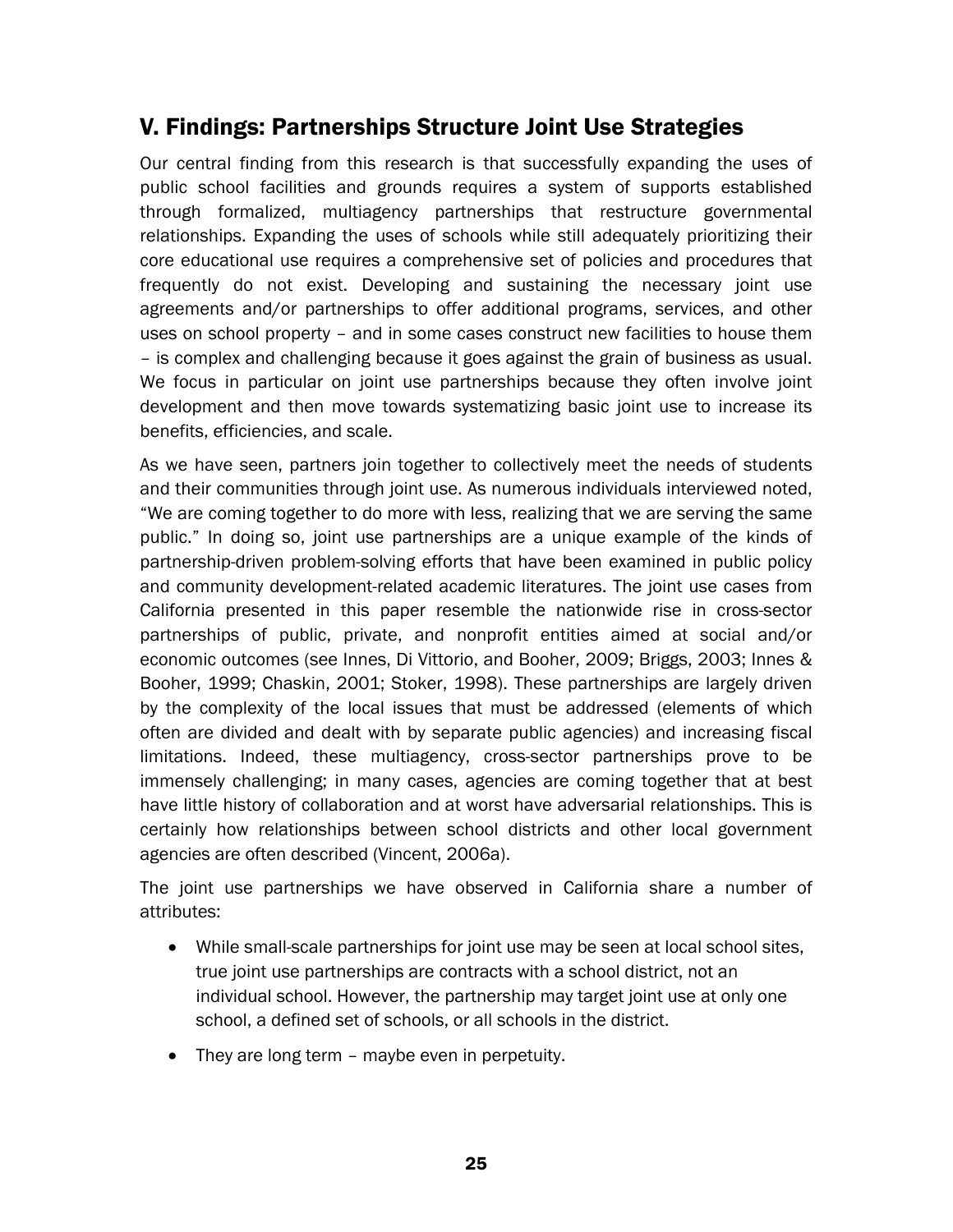## V. Findings: Partnerships Structure Joint Use Strategies

Our central finding from this research is that successfully expanding the uses of public school facilities and grounds requires a system of supports established through formalized, multiagency partnerships that restructure governmental relationships. Expanding the uses of schools while still adequately prioritizing their core educational use requires a comprehensive set of policies and procedures that frequently do not exist. Developing and sustaining the necessary joint use agreements and/or partnerships to offer additional programs, services, and other uses on school property – and in some cases construct new facilities to house them – is complex and challenging because it goes against the grain of business as usual. We focus in particular on joint use partnerships because they often involve joint development and then move towards systematizing basic joint use to increase its benefits, efficiencies, and scale.

As we have seen, partners join together to collectively meet the needs of students and their communities through joint use. As numerous individuals interviewed noted, "We are coming together to do more with less, realizing that we are serving the same public." In doing so, joint use partnerships are a unique example of the kinds of partnership-driven problem-solving efforts that have been examined in public policy and community development-related academic literatures. The joint use cases from California presented in this paper resemble the nationwide rise in cross-sector partnerships of public, private, and nonprofit entities aimed at social and/or economic outcomes (see Innes, Di Vittorio, and Booher, 2009; Briggs, 2003; Innes & Booher, 1999; Chaskin, 2001; Stoker, 1998). These partnerships are largely driven by the complexity of the local issues that must be addressed (elements of which often are divided and dealt with by separate public agencies) and increasing fiscal limitations. Indeed, these multiagency, cross-sector partnerships prove to be immensely challenging; in many cases, agencies are coming together that at best have little history of collaboration and at worst have adversarial relationships. This is certainly how relationships between school districts and other local government agencies are often described (Vincent, 2006a).

The joint use partnerships we have observed in California share a number of attributes:

- While small-scale partnerships for joint use may be seen at local school sites, true joint use partnerships are contracts with a school district, not an individual school. However, the partnership may target joint use at only one school, a defined set of schools, or all schools in the district.
- They are long term – maybe even in perpetuity.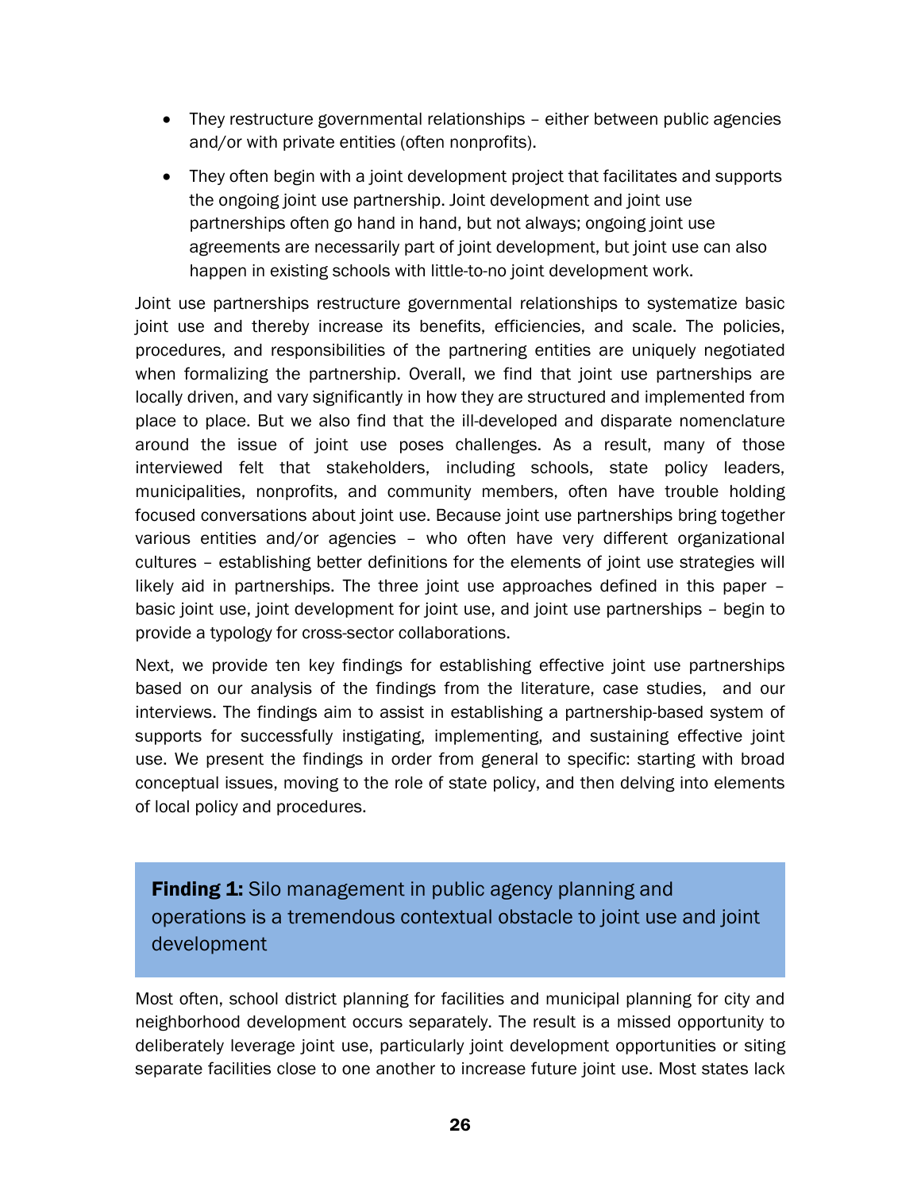- They restructure governmental relationships – either between public agencies and/or with private entities (often nonprofits).
- They often begin with a joint development project that facilitates and supports the ongoing joint use partnership. Joint development and joint use partnerships often go hand in hand, but not always; ongoing joint use agreements are necessarily part of joint development, but joint use can also happen in existing schools with little-to-no joint development work.

Joint use partnerships restructure governmental relationships to systematize basic joint use and thereby increase its benefits, efficiencies, and scale. The policies, procedures, and responsibilities of the partnering entities are uniquely negotiated when formalizing the partnership. Overall, we find that joint use partnerships are locally driven, and vary significantly in how they are structured and implemented from place to place. But we also find that the ill-developed and disparate nomenclature around the issue of joint use poses challenges. As a result, many of those interviewed felt that stakeholders, including schools, state policy leaders, municipalities, nonprofits, and community members, often have trouble holding focused conversations about joint use. Because joint use partnerships bring together various entities and/or agencies – who often have very different organizational cultures – establishing better definitions for the elements of joint use strategies will likely aid in partnerships. The three joint use approaches defined in this paper – basic joint use, joint development for joint use, and joint use partnerships – begin to provide a typology for cross-sector collaborations.

Next, we provide ten key findings for establishing effective joint use partnerships based on our analysis of the findings from the literature, case studies, and our interviews. The findings aim to assist in establishing a partnership-based system of supports for successfully instigating, implementing, and sustaining effective joint use. We present the findings in order from general to specific: starting with broad conceptual issues, moving to the role of state policy, and then delving into elements of local policy and procedures.

### **Finding 1:** Silo management in public agency planning and operations is a tremendous contextual obstacle to joint use and joint development

Most often, school district planning for facilities and municipal planning for city and neighborhood development occurs separately. The result is a missed opportunity to deliberately leverage joint use, particularly joint development opportunities or siting separate facilities close to one another to increase future joint use. Most states lack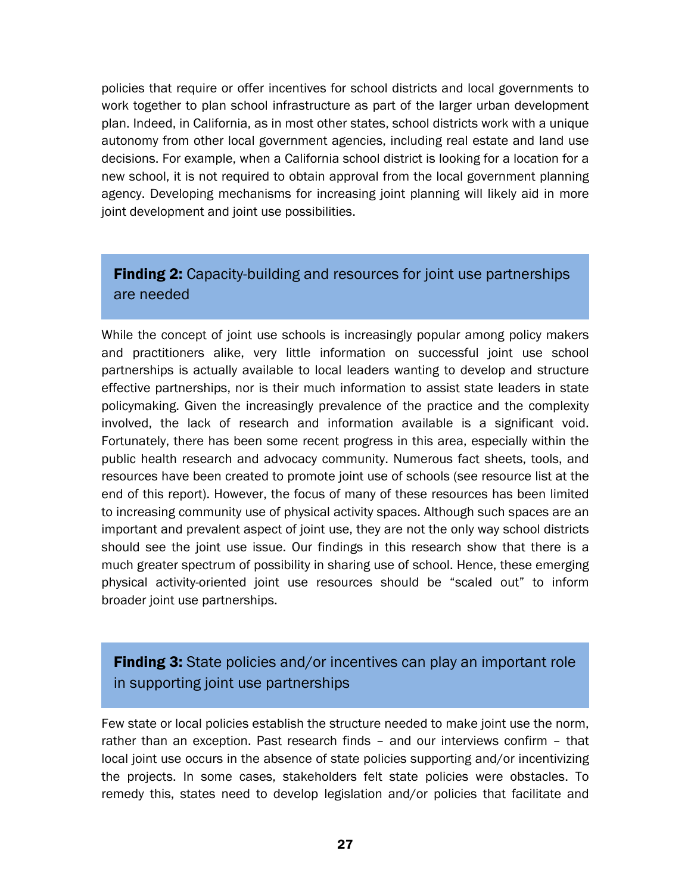policies that require or offer incentives for school districts and local governments to work together to plan school infrastructure as part of the larger urban development plan. Indeed, in California, as in most other states, school districts work with a unique autonomy from other local government agencies, including real estate and land use decisions. For example, when a California school district is looking for a location for a new school, it is not required to obtain approval from the local government planning agency. Developing mechanisms for increasing joint planning will likely aid in more joint development and joint use possibilities.

### **Finding 2:** Capacity-building and resources for joint use partnerships are needed

While the concept of joint use schools is increasingly popular among policy makers and practitioners alike, very little information on successful joint use school partnerships is actually available to local leaders wanting to develop and structure effective partnerships, nor is their much information to assist state leaders in state policymaking. Given the increasingly prevalence of the practice and the complexity involved, the lack of research and information available is a significant void. Fortunately, there has been some recent progress in this area, especially within the public health research and advocacy community. Numerous fact sheets, tools, and resources have been created to promote joint use of schools (see resource list at the end of this report). However, the focus of many of these resources has been limited to increasing community use of physical activity spaces. Although such spaces are an important and prevalent aspect of joint use, they are not the only way school districts should see the joint use issue. Our findings in this research show that there is a much greater spectrum of possibility in sharing use of school. Hence, these emerging physical activity-oriented joint use resources should be "scaled out" to inform broader joint use partnerships.

### **Finding 3:** State policies and/or incentives can play an important role in supporting joint use partnerships

Few state or local policies establish the structure needed to make joint use the norm, rather than an exception. Past research finds – and our interviews confirm – that local joint use occurs in the absence of state policies supporting and/or incentivizing the projects. In some cases, stakeholders felt state policies were obstacles. To remedy this, states need to develop legislation and/or policies that facilitate and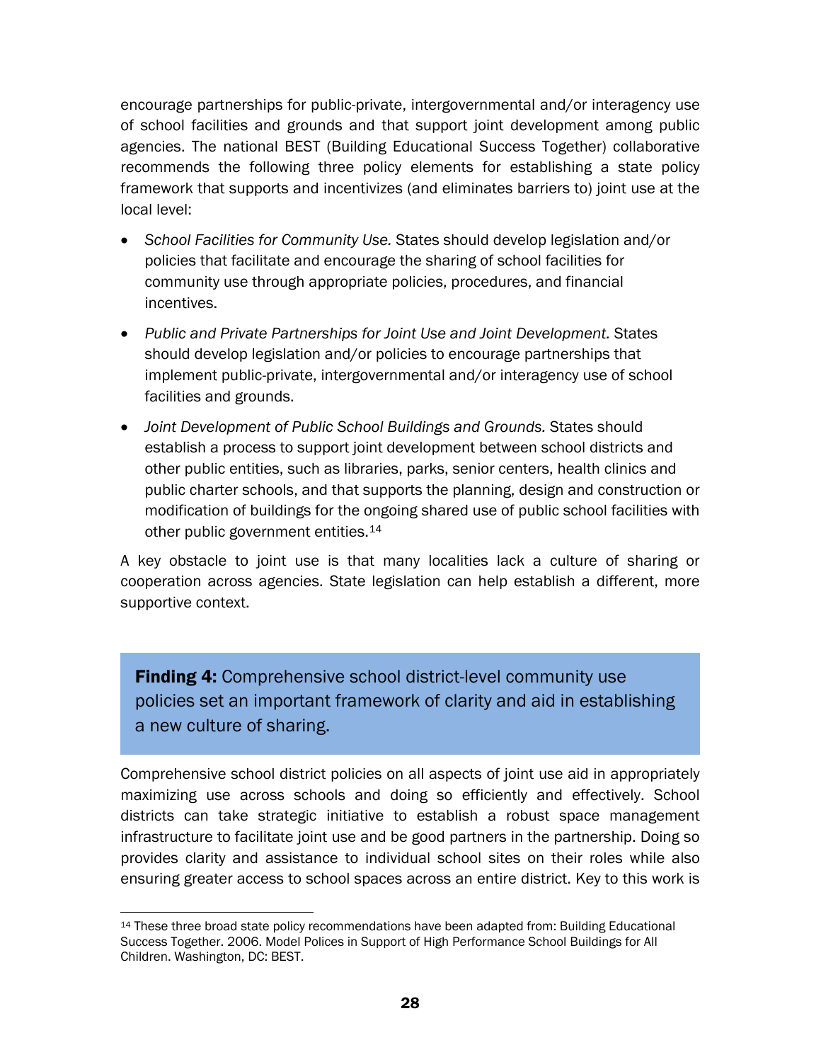encourage partnerships for public-private, intergovernmental and/or interagency use of school facilities and grounds and that support joint development among public agencies. The national BEST (Building Educational Success Together) collaborative recommends the following three policy elements for establishing a state policy framework that supports and incentivizes (and eliminates barriers to) joint use at the local level:

- *School Facilities for Community Use.* States should develop legislation and/or policies that facilitate and encourage the sharing of school facilities for community use through appropriate policies, procedures, and financial incentives.
- *Public and Private Partnerships for Joint Use and Joint Development.* States should develop legislation and/or policies to encourage partnerships that implement public-private, intergovernmental and/or interagency use of school facilities and grounds.
- *Joint Development of Public School Buildings and Grounds.* States should establish a process to support joint development between school districts and other public entities, such as libraries, parks, senior centers, health clinics and public charter schools, and that supports the planning, design and construction or modification of buildings for the ongoing shared use of public school facilities with other public government entities.[14]

A key obstacle to joint use is that many localities lack a culture of sharing or cooperation across agencies. State legislation can help establish a different, more supportive context.

**Finding 4:** Comprehensive school district-level community use policies set an important framework of clarity and aid in establishing a new culture of sharing.

Comprehensive school district policies on all aspects of joint use aid in appropriately maximizing use across schools and doing so efficiently and effectively. School districts can take strategic initiative to establish a robust space management infrastructure to facilitate joint use and be good partners in the partnership. Doing so provides clarity and assistance to individual school sites on their roles while also ensuring greater access to school spaces across an entire district. Key to this work is

[14] These three broad state policy recommendations have been adapted from: Building Educational Success Together. 2006. Model Polices in Support of High Performance School Buildings for All Children. Washington, DC: BEST.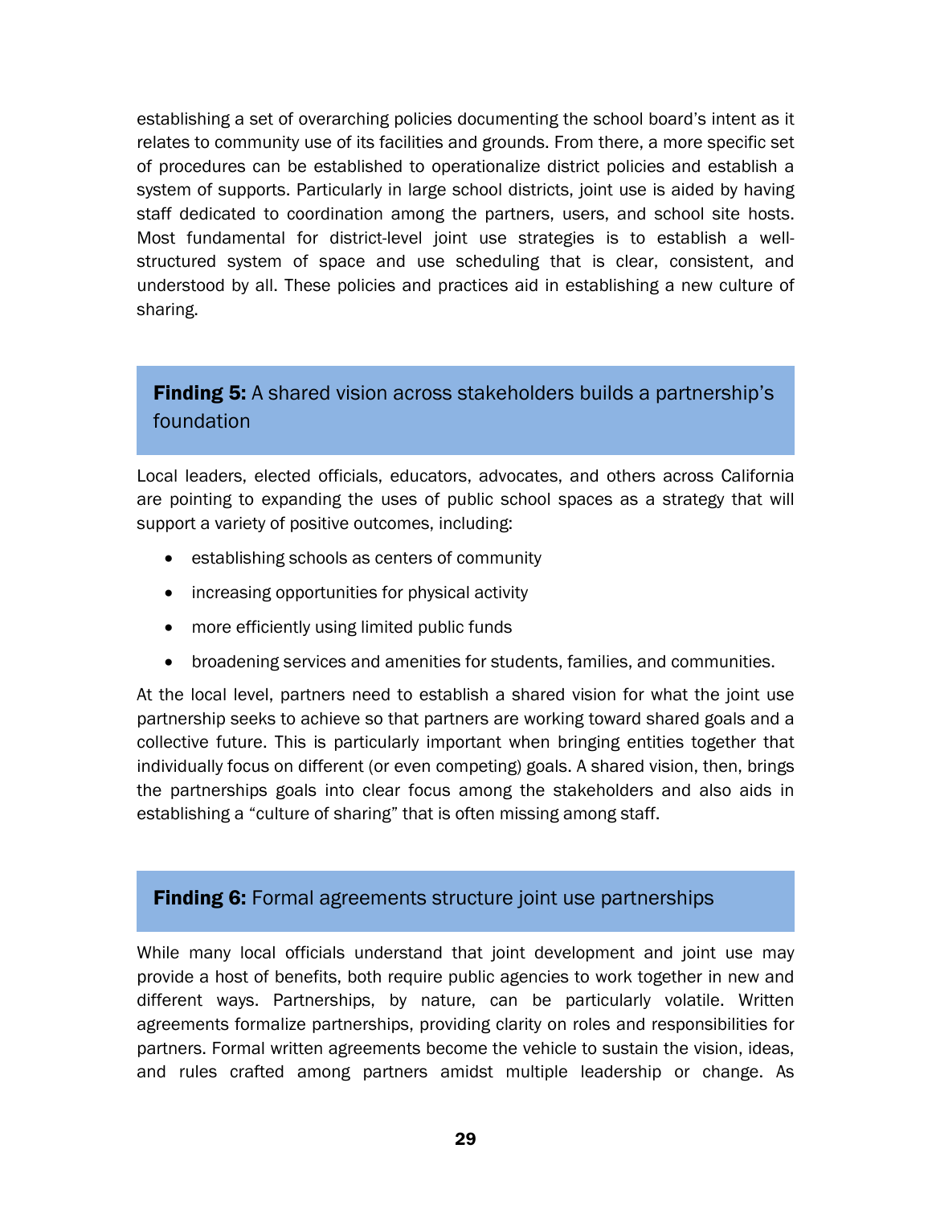establishing a set of overarching policies documenting the school board's intent as it relates to community use of its facilities and grounds. From there, a more specific set of procedures can be established to operationalize district policies and establish a system of supports. Particularly in large school districts, joint use is aided by having staff dedicated to coordination among the partners, users, and school site hosts. Most fundamental for district-level joint use strategies is to establish a well-structured system of space and use scheduling that is clear, consistent, and understood by all. These policies and practices aid in establishing a new culture of sharing.

### **Finding 5:** A shared vision across stakeholders builds a partnership's foundation

Local leaders, elected officials, educators, advocates, and others across California are pointing to expanding the uses of public school spaces as a strategy that will support a variety of positive outcomes, including:

- establishing schools as centers of community
- increasing opportunities for physical activity
- more efficiently using limited public funds
- broadening services and amenities for students, families, and communities.

At the local level, partners need to establish a shared vision for what the joint use partnership seeks to achieve so that partners are working toward shared goals and a collective future. This is particularly important when bringing entities together that individually focus on different (or even competing) goals. A shared vision, then, brings the partnerships goals into clear focus among the stakeholders and also aids in establishing a "culture of sharing" that is often missing among staff.

### **Finding 6:** Formal agreements structure joint use partnerships

While many local officials understand that joint development and joint use may provide a host of benefits, both require public agencies to work together in new and different ways. Partnerships, by nature, can be particularly volatile. Written agreements formalize partnerships, providing clarity on roles and responsibilities for partners. Formal written agreements become the vehicle to sustain the vision, ideas, and rules crafted among partners amidst multiple leadership or change. As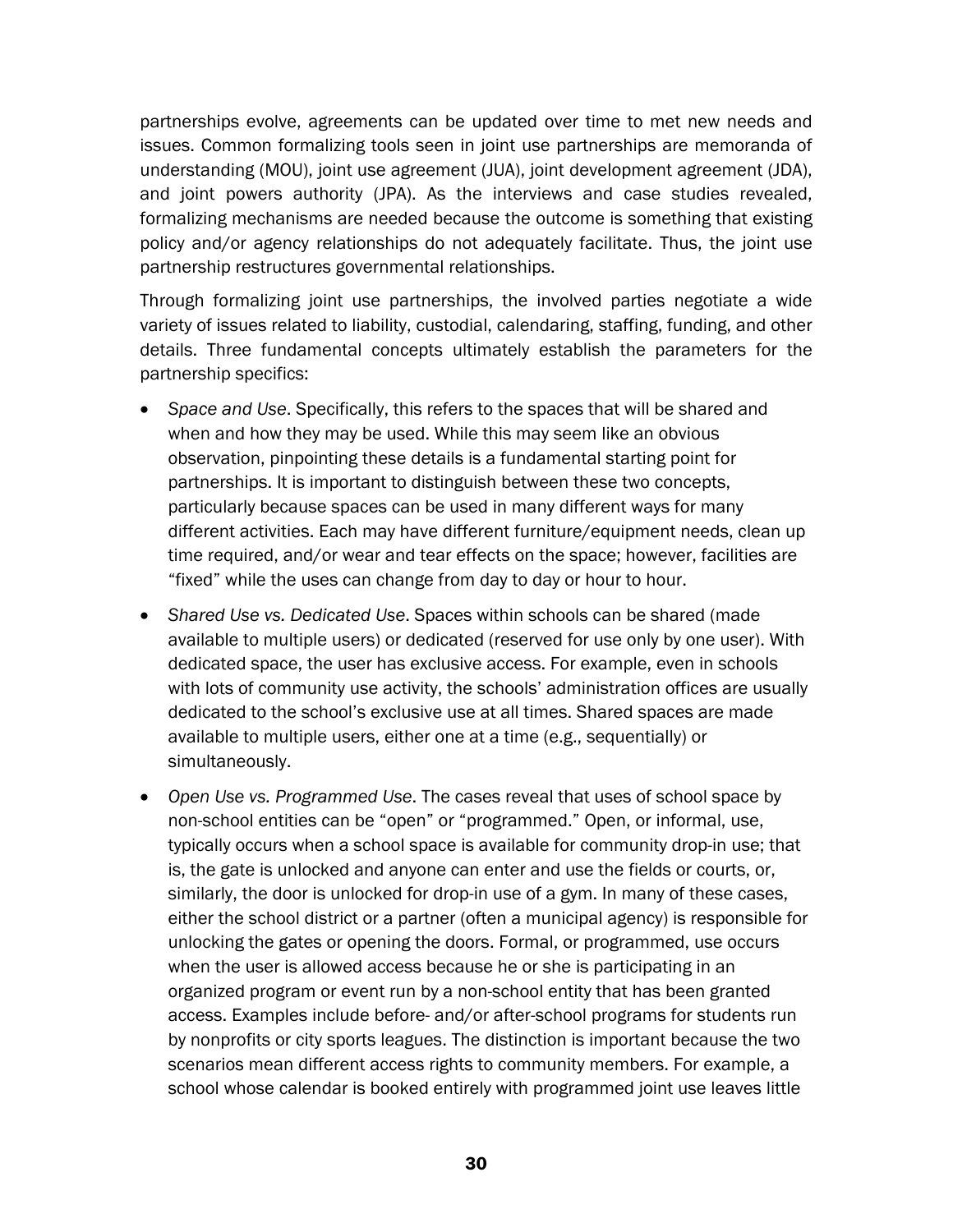partnerships evolve, agreements can be updated over time to met new needs and issues. Common formalizing tools seen in joint use partnerships are memoranda of understanding (MOU), joint use agreement (JUA), joint development agreement (JDA), and joint powers authority (JPA). As the interviews and case studies revealed, formalizing mechanisms are needed because the outcome is something that existing policy and/or agency relationships do not adequately facilitate. Thus, the joint use partnership restructures governmental relationships.

Through formalizing joint use partnerships, the involved parties negotiate a wide variety of issues related to liability, custodial, calendaring, staffing, funding, and other details. Three fundamental concepts ultimately establish the parameters for the partnership specifics:

- *Space and Use*. Specifically, this refers to the spaces that will be shared and when and how they may be used. While this may seem like an obvious observation, pinpointing these details is a fundamental starting point for partnerships. It is important to distinguish between these two concepts, particularly because spaces can be used in many different ways for many different activities. Each may have different furniture/equipment needs, clean up time required, and/or wear and tear effects on the space; however, facilities are "fixed" while the uses can change from day to day or hour to hour.
- *Shared Use vs. Dedicated Use*. Spaces within schools can be shared (made available to multiple users) or dedicated (reserved for use only by one user). With dedicated space, the user has exclusive access. For example, even in schools with lots of community use activity, the schools' administration offices are usually dedicated to the school's exclusive use at all times. Shared spaces are made available to multiple users, either one at a time (e.g., sequentially) or simultaneously.
- *Open Use vs. Programmed Use*. The cases reveal that uses of school space by non-school entities can be "open" or "programmed." Open, or informal, use, typically occurs when a school space is available for community drop-in use; that is, the gate is unlocked and anyone can enter and use the fields or courts, or, similarly, the door is unlocked for drop-in use of a gym. In many of these cases, either the school district or a partner (often a municipal agency) is responsible for unlocking the gates or opening the doors. Formal, or programmed, use occurs when the user is allowed access because he or she is participating in an organized program or event run by a non-school entity that has been granted access. Examples include before- and/or after-school programs for students run by nonprofits or city sports leagues. The distinction is important because the two scenarios mean different access rights to community members. For example, a school whose calendar is booked entirely with programmed joint use leaves little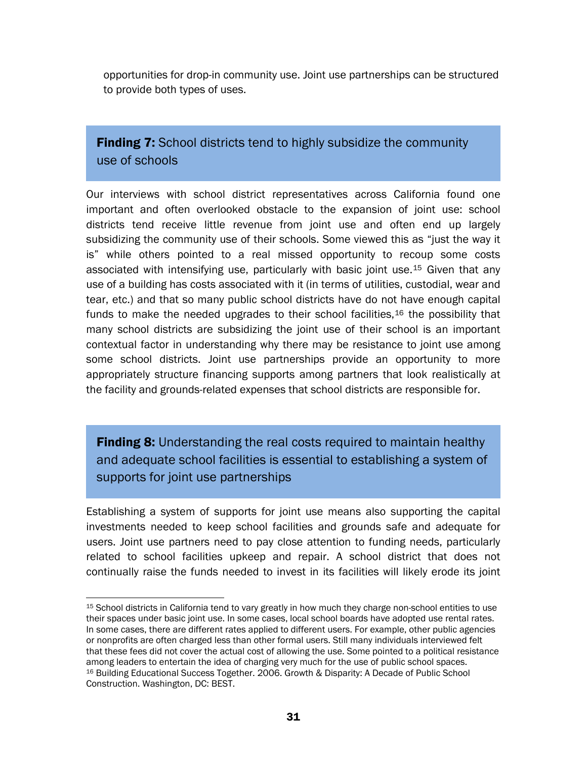opportunities for drop-in community use. Joint use partnerships can be structured to provide both types of uses.

### **Finding 7:** School districts tend to highly subsidize the community use of schools

Our interviews with school district representatives across California found one important and often overlooked obstacle to the expansion of joint use: school districts tend receive little revenue from joint use and often end up largely subsidizing the community use of their schools. Some viewed this as "just the way it is" while others pointed to a real missed opportunity to recoup some costs associated with intensifying use, particularly with basic joint use.[15] Given that any use of a building has costs associated with it (in terms of utilities, custodial, wear and tear, etc.) and that so many public school districts have do not have enough capital funds to make the needed upgrades to their school facilities,[16] the possibility that many school districts are subsidizing the joint use of their school is an important contextual factor in understanding why there may be resistance to joint use among some school districts. Joint use partnerships provide an opportunity to more appropriately structure financing supports among partners that look realistically at the facility and grounds-related expenses that school districts are responsible for.

### **Finding 8:** Understanding the real costs required to maintain healthy and adequate school facilities is essential to establishing a system of supports for joint use partnerships

Establishing a system of supports for joint use means also supporting the capital investments needed to keep school facilities and grounds safe and adequate for users. Joint use partners need to pay close attention to funding needs, particularly related to school facilities upkeep and repair. A school district that does not continually raise the funds needed to invest in its facilities will likely erode its joint

---

[15] School districts in California tend to vary greatly in how much they charge non-school entities to use their spaces under basic joint use. In some cases, local school boards have adopted use rental rates. In some cases, there are different rates applied to different users. For example, other public agencies or nonprofits are often charged less than other formal users. Still many individuals interviewed felt that these fees did not cover the actual cost of allowing the use. Some pointed to a political resistance among leaders to entertain the idea of charging very much for the use of public school spaces.

[16] Building Educational Success Together. 2006. Growth & Disparity: A Decade of Public School Construction. Washington, DC: BEST.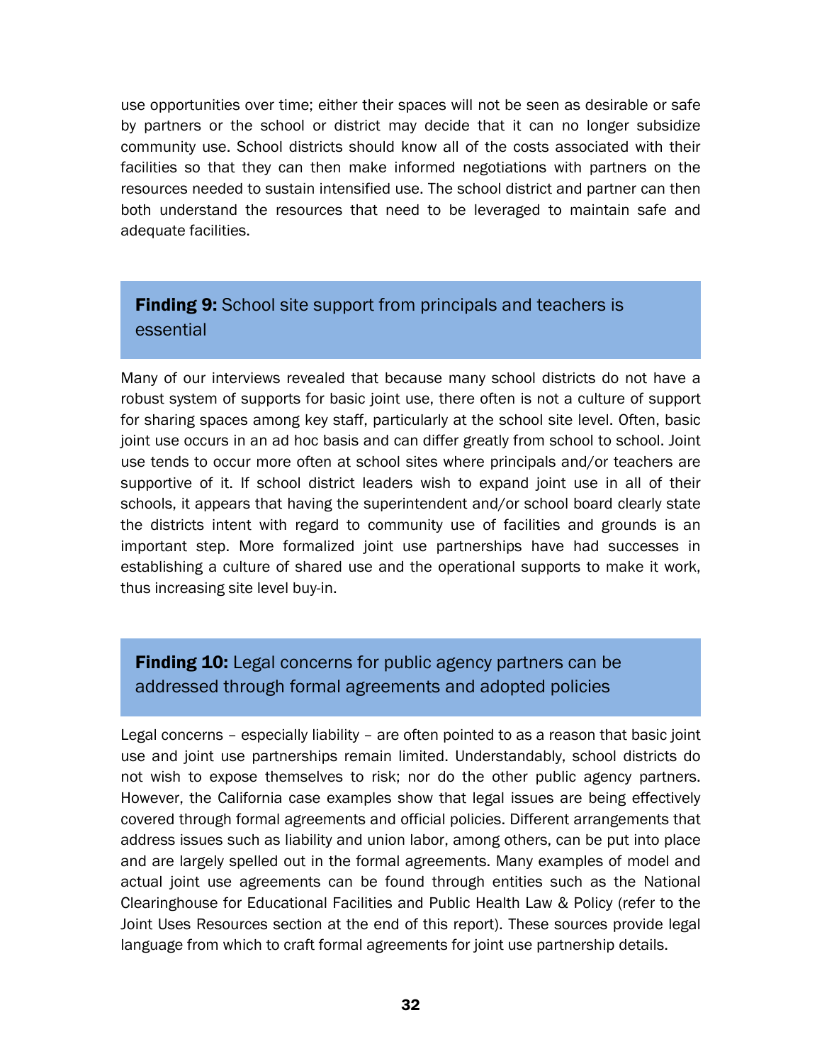use opportunities over time; either their spaces will not be seen as desirable or safe by partners or the school or district may decide that it can no longer subsidize community use. School districts should know all of the costs associated with their facilities so that they can then make informed negotiations with partners on the resources needed to sustain intensified use. The school district and partner can then both understand the resources that need to be leveraged to maintain safe and adequate facilities.

### **Finding 9:** School site support from principals and teachers is essential

Many of our interviews revealed that because many school districts do not have a robust system of supports for basic joint use, there often is not a culture of support for sharing spaces among key staff, particularly at the school site level. Often, basic joint use occurs in an ad hoc basis and can differ greatly from school to school. Joint use tends to occur more often at school sites where principals and/or teachers are supportive of it. If school district leaders wish to expand joint use in all of their schools, it appears that having the superintendent and/or school board clearly state the districts intent with regard to community use of facilities and grounds is an important step. More formalized joint use partnerships have had successes in establishing a culture of shared use and the operational supports to make it work, thus increasing site level buy-in.

### **Finding 10:** Legal concerns for public agency partners can be addressed through formal agreements and adopted policies

Legal concerns – especially liability – are often pointed to as a reason that basic joint use and joint use partnerships remain limited. Understandably, school districts do not wish to expose themselves to risk; nor do the other public agency partners. However, the California case examples show that legal issues are being effectively covered through formal agreements and official policies. Different arrangements that address issues such as liability and union labor, among others, can be put into place and are largely spelled out in the formal agreements. Many examples of model and actual joint use agreements can be found through entities such as the National Clearinghouse for Educational Facilities and Public Health Law & Policy (refer to the Joint Uses Resources section at the end of this report). These sources provide legal language from which to craft formal agreements for joint use partnership details.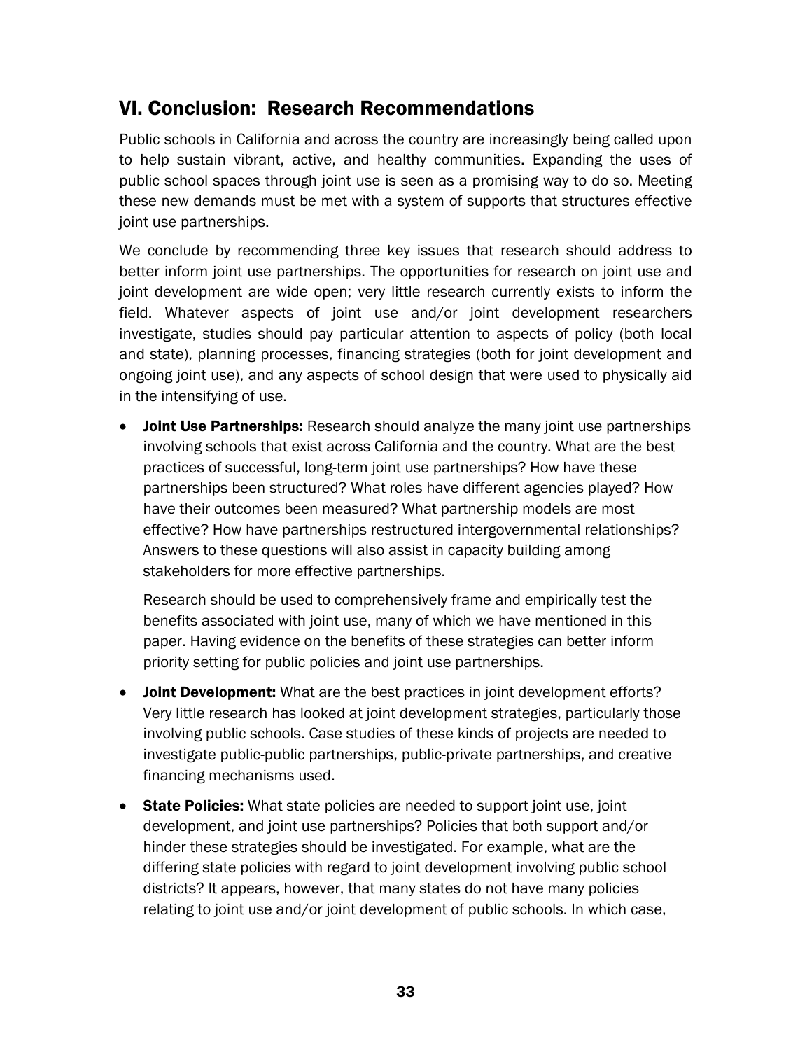## VI. Conclusion: Research Recommendations

Public schools in California and across the country are increasingly being called upon to help sustain vibrant, active, and healthy communities. Expanding the uses of public school spaces through joint use is seen as a promising way to do so. Meeting these new demands must be met with a system of supports that structures effective joint use partnerships.

We conclude by recommending three key issues that research should address to better inform joint use partnerships. The opportunities for research on joint use and joint development are wide open; very little research currently exists to inform the field. Whatever aspects of joint use and/or joint development researchers investigate, studies should pay particular attention to aspects of policy (both local and state), planning processes, financing strategies (both for joint development and ongoing joint use), and any aspects of school design that were used to physically aid in the intensifying of use.

- **Joint Use Partnerships:** Research should analyze the many joint use partnerships involving schools that exist across California and the country. What are the best practices of successful, long-term joint use partnerships? How have these partnerships been structured? What roles have different agencies played? How have their outcomes been measured? What partnership models are most effective? How have partnerships restructured intergovernmental relationships? Answers to these questions will also assist in capacity building among stakeholders for more effective partnerships.

  Research should be used to comprehensively frame and empirically test the benefits associated with joint use, many of which we have mentioned in this paper. Having evidence on the benefits of these strategies can better inform priority setting for public policies and joint use partnerships.

- **Joint Development:** What are the best practices in joint development efforts? Very little research has looked at joint development strategies, particularly those involving public schools. Case studies of these kinds of projects are needed to investigate public-public partnerships, public-private partnerships, and creative financing mechanisms used.

- **State Policies:** What state policies are needed to support joint use, joint development, and joint use partnerships? Policies that both support and/or hinder these strategies should be investigated. For example, what are the differing state policies with regard to joint development involving public school districts? It appears, however, that many states do not have many policies relating to joint use and/or joint development of public schools. In which case,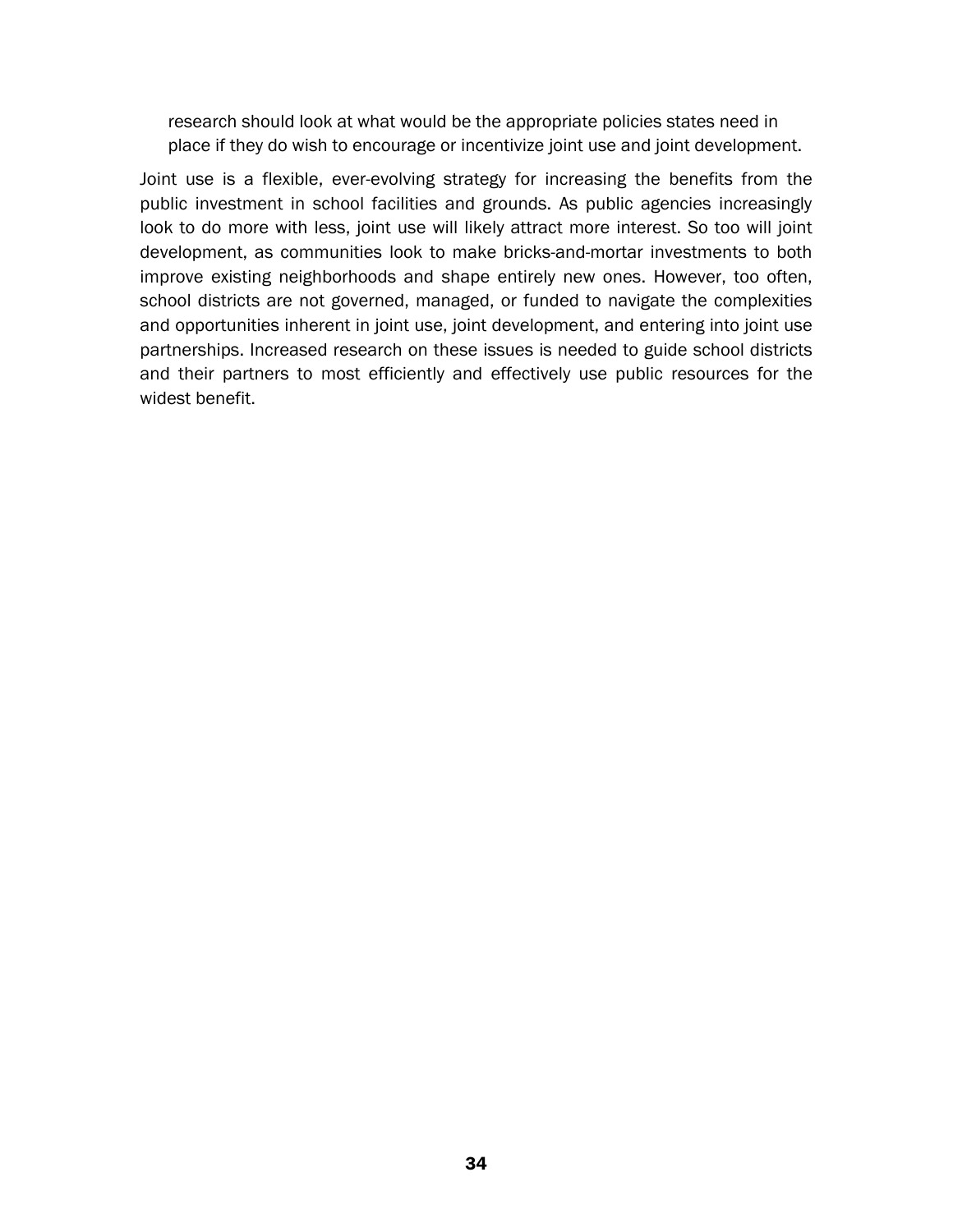research should look at what would be the appropriate policies states need in place if they do wish to encourage or incentivize joint use and joint development.

Joint use is a flexible, ever-evolving strategy for increasing the benefits from the public investment in school facilities and grounds. As public agencies increasingly look to do more with less, joint use will likely attract more interest. So too will joint development, as communities look to make bricks-and-mortar investments to both improve existing neighborhoods and shape entirely new ones. However, too often, school districts are not governed, managed, or funded to navigate the complexities and opportunities inherent in joint use, joint development, and entering into joint use partnerships. Increased research on these issues is needed to guide school districts and their partners to most efficiently and effectively use public resources for the widest benefit.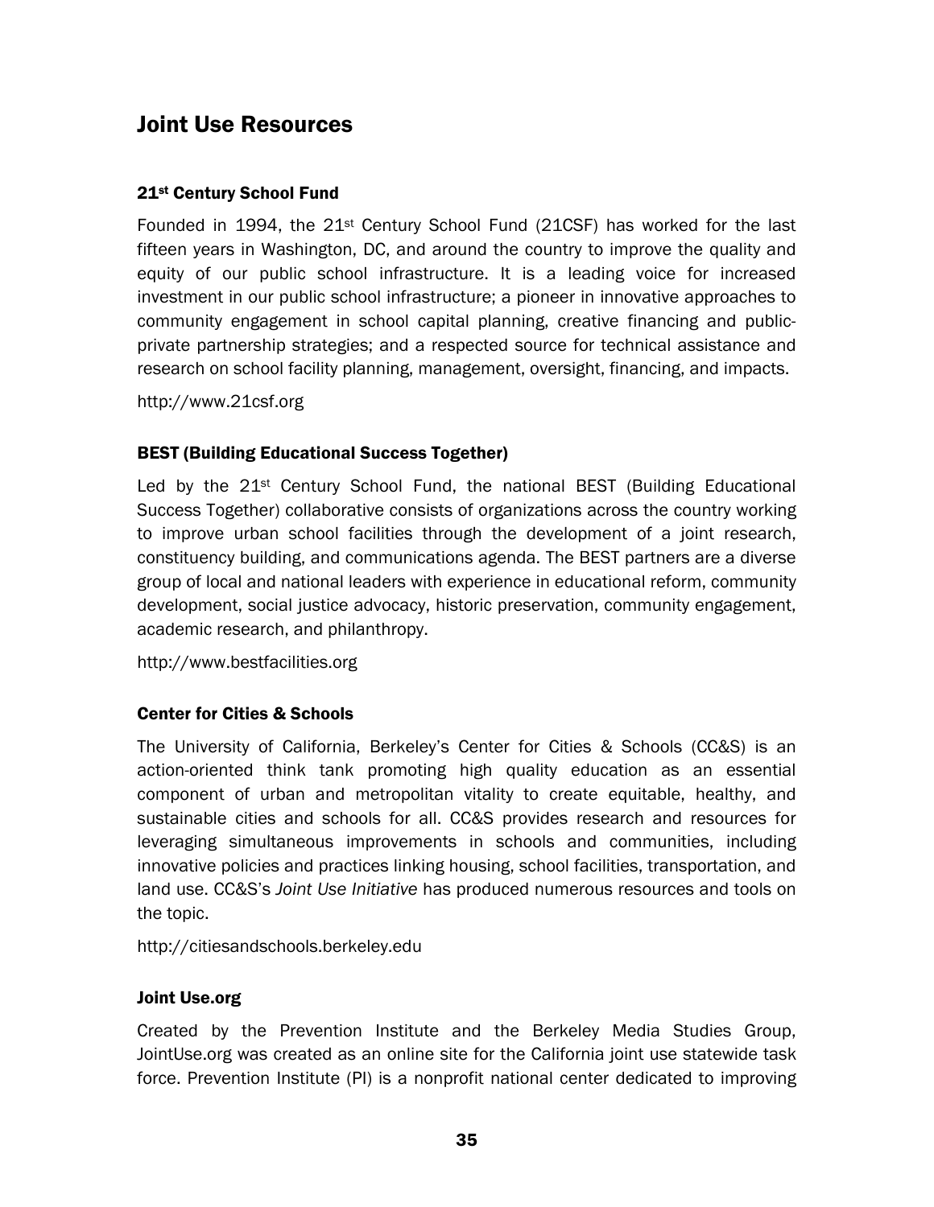## Joint Use Resources

### 21st Century School Fund

Founded in 1994, the 21st Century School Fund (21CSF) has worked for the last fifteen years in Washington, DC, and around the country to improve the quality and equity of our public school infrastructure. It is a leading voice for increased investment in our public school infrastructure; a pioneer in innovative approaches to community engagement in school capital planning, creative financing and public-private partnership strategies; and a respected source for technical assistance and research on school facility planning, management, oversight, financing, and impacts.

http://www.21csf.org

### BEST (Building Educational Success Together)

Led by the 21st Century School Fund, the national BEST (Building Educational Success Together) collaborative consists of organizations across the country working to improve urban school facilities through the development of a joint research, constituency building, and communications agenda. The BEST partners are a diverse group of local and national leaders with experience in educational reform, community development, social justice advocacy, historic preservation, community engagement, academic research, and philanthropy.

http://www.bestfacilities.org

### Center for Cities & Schools

The University of California, Berkeley's Center for Cities & Schools (CC&S) is an action-oriented think tank promoting high quality education as an essential component of urban and metropolitan vitality to create equitable, healthy, and sustainable cities and schools for all. CC&S provides research and resources for leveraging simultaneous improvements in schools and communities, including innovative policies and practices linking housing, school facilities, transportation, and land use. CC&S's *Joint Use Initiative* has produced numerous resources and tools on the topic.

http://citiesandschools.berkeley.edu

### Joint Use.org

Created by the Prevention Institute and the Berkeley Media Studies Group, JointUse.org was created as an online site for the California joint use statewide task force. Prevention Institute (PI) is a nonprofit national center dedicated to improving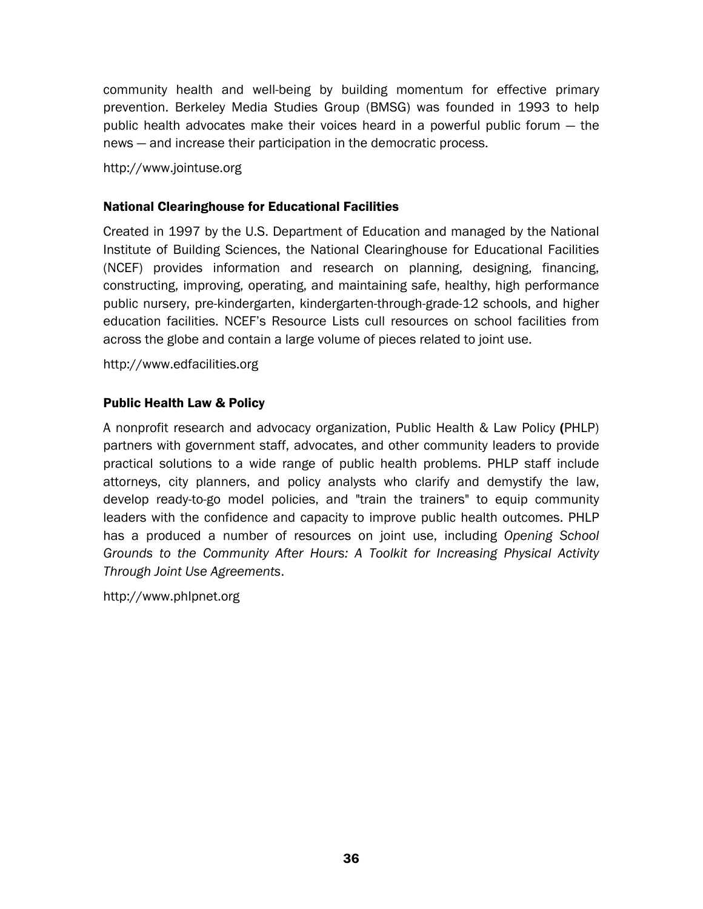community health and well-being by building momentum for effective primary prevention. Berkeley Media Studies Group (BMSG) was founded in 1993 to help public health advocates make their voices heard in a powerful public forum — the news — and increase their participation in the democratic process.

http://www.jointuse.org

### National Clearinghouse for Educational Facilities

Created in 1997 by the U.S. Department of Education and managed by the National Institute of Building Sciences, the National Clearinghouse for Educational Facilities (NCEF) provides information and research on planning, designing, financing, constructing, improving, operating, and maintaining safe, healthy, high performance public nursery, pre-kindergarten, kindergarten-through-grade-12 schools, and higher education facilities. NCEF's Resource Lists cull resources on school facilities from across the globe and contain a large volume of pieces related to joint use.

http://www.edfacilities.org

### Public Health Law & Policy

A nonprofit research and advocacy organization, Public Health & Law Policy (PHLP) partners with government staff, advocates, and other community leaders to provide practical solutions to a wide range of public health problems. PHLP staff include attorneys, city planners, and policy analysts who clarify and demystify the law, develop ready-to-go model policies, and "train the trainers" to equip community leaders with the confidence and capacity to improve public health outcomes. PHLP has a produced a number of resources on joint use, including *Opening School Grounds to the Community After Hours: A Toolkit for Increasing Physical Activity Through Joint Use Agreements*.

http://www.phlpnet.org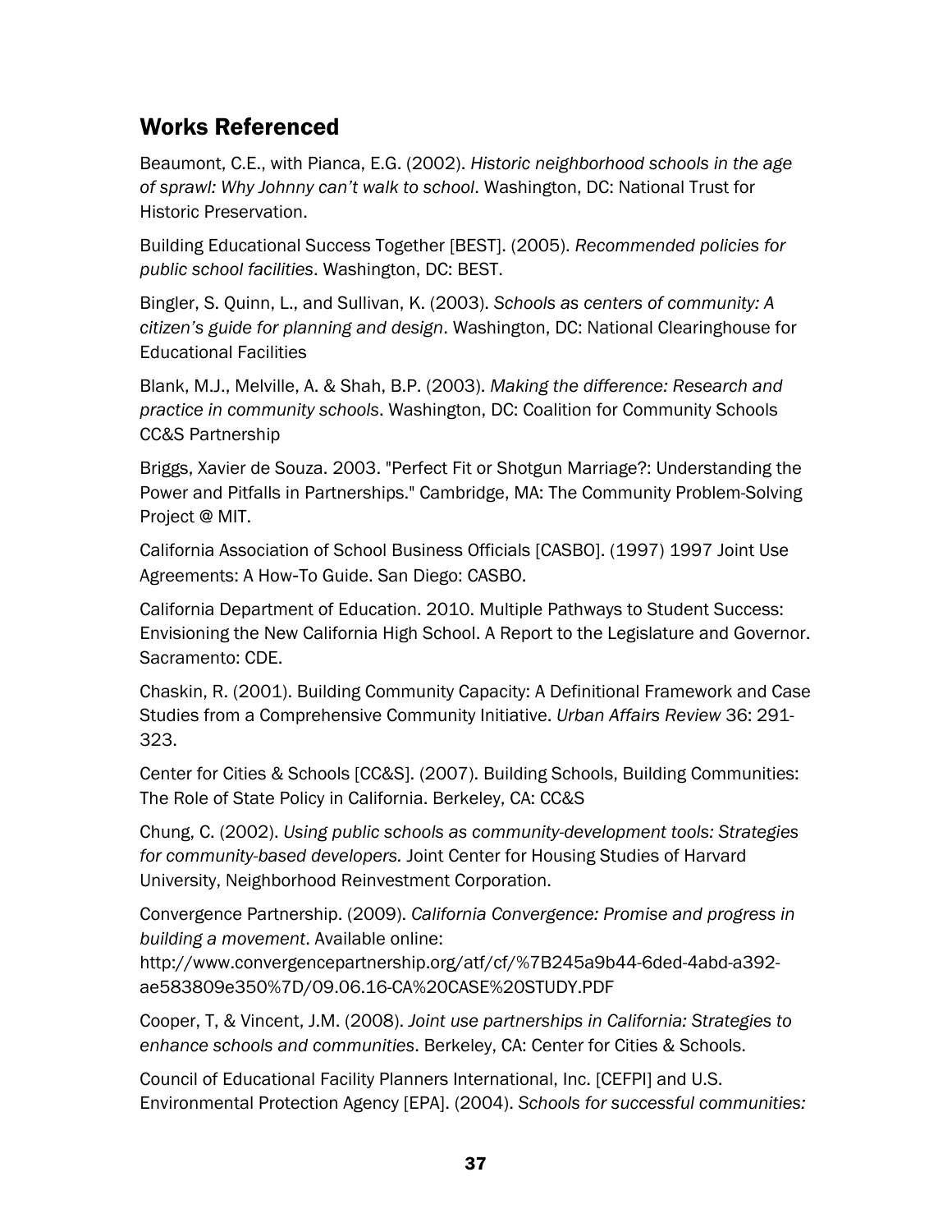## Works Referenced

Beaumont, C.E., with Pianca, E.G. (2002). *Historic neighborhood schools in the age of sprawl: Why Johnny can't walk to school*. Washington, DC: National Trust for Historic Preservation.

Building Educational Success Together [BEST]. (2005). *Recommended policies for public school facilities*. Washington, DC: BEST.

Bingler, S. Quinn, L., and Sullivan, K. (2003). *Schools as centers of community: A citizen's guide for planning and design*. Washington, DC: National Clearinghouse for Educational Facilities

Blank, M.J., Melville, A. & Shah, B.P. (2003). *Making the difference: Research and practice in community schools*. Washington, DC: Coalition for Community Schools CC&S Partnership

Briggs, Xavier de Souza. 2003. "Perfect Fit or Shotgun Marriage?: Understanding the Power and Pitfalls in Partnerships." Cambridge, MA: The Community Problem-Solving Project @ MIT.

California Association of School Business Officials [CASBO]. (1997) 1997 Joint Use Agreements: A How-To Guide. San Diego: CASBO.

California Department of Education. 2010. Multiple Pathways to Student Success: Envisioning the New California High School. A Report to the Legislature and Governor. Sacramento: CDE.

Chaskin, R. (2001). Building Community Capacity: A Definitional Framework and Case Studies from a Comprehensive Community Initiative. *Urban Affairs Review* 36: 291-323.

Center for Cities & Schools [CC&S]. (2007). Building Schools, Building Communities: The Role of State Policy in California. Berkeley, CA: CC&S

Chung, C. (2002). *Using public schools as community-development tools: Strategies for community-based developers.* Joint Center for Housing Studies of Harvard University, Neighborhood Reinvestment Corporation.

Convergence Partnership. (2009). *California Convergence: Promise and progress in building a movement*. Available online: http://www.convergencepartnership.org/atf/cf/%7B245a9b44-6ded-4abd-a392-ae583809e350%7D/09.06.16-CA%20CASE%20STUDY.PDF

Cooper, T, & Vincent, J.M. (2008). *Joint use partnerships in California: Strategies to enhance schools and communities*. Berkeley, CA: Center for Cities & Schools.

Council of Educational Facility Planners International, Inc. [CEFPI] and U.S. Environmental Protection Agency [EPA]. (2004). *Schools for successful communities:*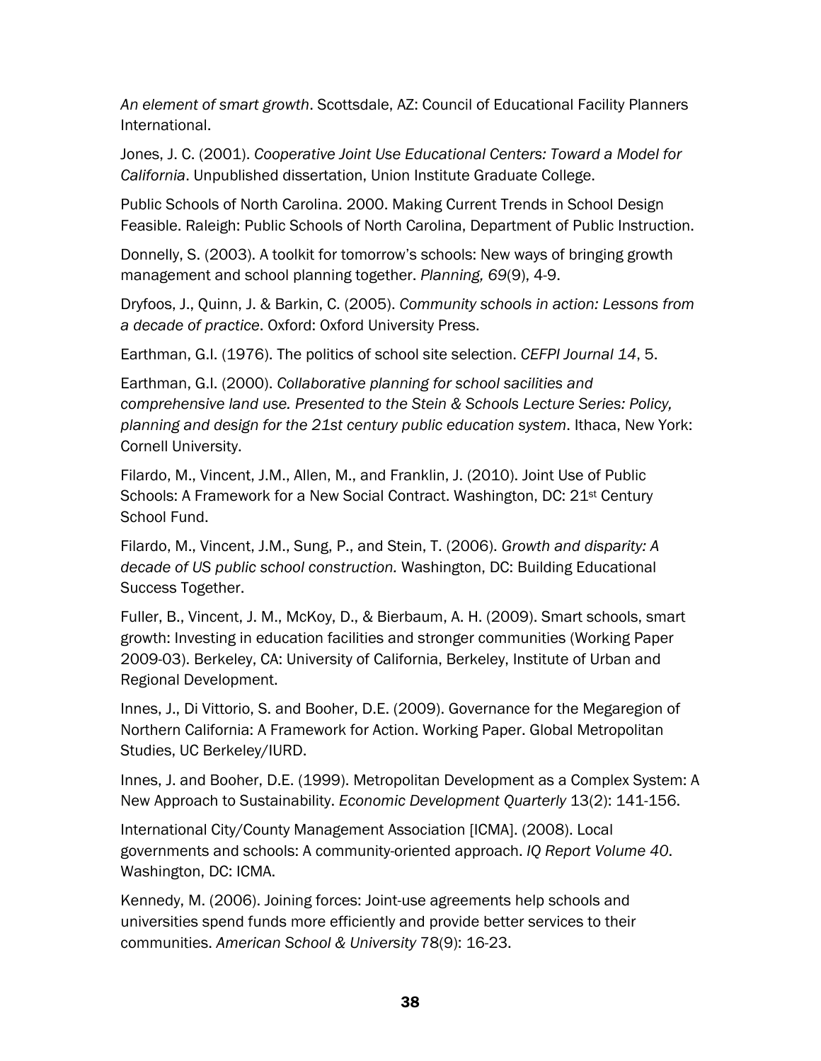*An element of smart growth*. Scottsdale, AZ: Council of Educational Facility Planners International.

Jones, J. C. (2001). *Cooperative Joint Use Educational Centers: Toward a Model for California*. Unpublished dissertation, Union Institute Graduate College.

Public Schools of North Carolina. 2000. Making Current Trends in School Design Feasible. Raleigh: Public Schools of North Carolina, Department of Public Instruction.

Donnelly, S. (2003). A toolkit for tomorrow's schools: New ways of bringing growth management and school planning together. *Planning, 69*(9), 4-9.

Dryfoos, J., Quinn, J. & Barkin, C. (2005). *Community schools in action: Lessons from a decade of practice*. Oxford: Oxford University Press.

Earthman, G.I. (1976). The politics of school site selection. *CEFPI Journal 14*, 5.

Earthman, G.I. (2000). *Collaborative planning for school sacilities and comprehensive land use. Presented to the Stein & Schools Lecture Series: Policy, planning and design for the 21st century public education system*. Ithaca, New York: Cornell University.

Filardo, M., Vincent, J.M., Allen, M., and Franklin, J. (2010). Joint Use of Public Schools: A Framework for a New Social Contract. Washington, DC: 21st Century School Fund.

Filardo, M., Vincent, J.M., Sung, P., and Stein, T. (2006). *Growth and disparity: A decade of US public school construction.* Washington, DC: Building Educational Success Together.

Fuller, B., Vincent, J. M., McKoy, D., & Bierbaum, A. H. (2009). Smart schools, smart growth: Investing in education facilities and stronger communities (Working Paper 2009-03). Berkeley, CA: University of California, Berkeley, Institute of Urban and Regional Development.

Innes, J., Di Vittorio, S. and Booher, D.E. (2009). Governance for the Megaregion of Northern California: A Framework for Action. Working Paper. Global Metropolitan Studies, UC Berkeley/IURD.

Innes, J. and Booher, D.E. (1999). Metropolitan Development as a Complex System: A New Approach to Sustainability. *Economic Development Quarterly* 13(2): 141-156.

International City/County Management Association [ICMA]. (2008). Local governments and schools: A community-oriented approach. *IQ Report Volume 40*. Washington, DC: ICMA.

Kennedy, M. (2006). Joining forces: Joint-use agreements help schools and universities spend funds more efficiently and provide better services to their communities. *American School & University* 78(9): 16-23.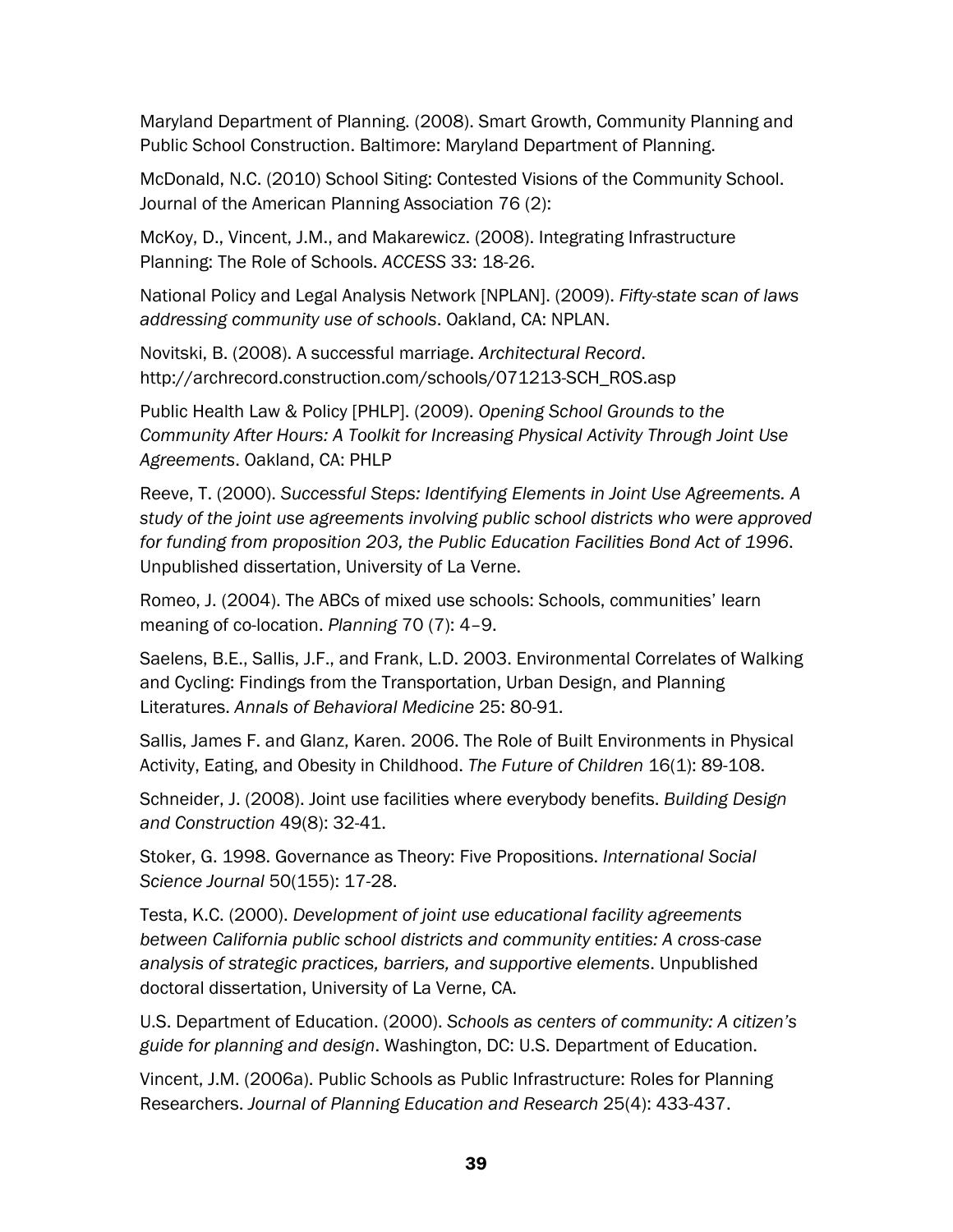Maryland Department of Planning. (2008). Smart Growth, Community Planning and Public School Construction. Baltimore: Maryland Department of Planning.

McDonald, N.C. (2010) School Siting: Contested Visions of the Community School. Journal of the American Planning Association 76 (2):

McKoy, D., Vincent, J.M., and Makarewicz. (2008). Integrating Infrastructure Planning: The Role of Schools. *ACCESS* 33: 18-26.

National Policy and Legal Analysis Network [NPLAN]. (2009). *Fifty-state scan of laws addressing community use of schools*. Oakland, CA: NPLAN.

Novitski, B. (2008). A successful marriage. *Architectural Record*. http://archrecord.construction.com/schools/071213-SCH_ROS.asp

Public Health Law & Policy [PHLP]. (2009). *Opening School Grounds to the Community After Hours: A Toolkit for Increasing Physical Activity Through Joint Use Agreements*. Oakland, CA: PHLP

Reeve, T. (2000). *Successful Steps: Identifying Elements in Joint Use Agreements. A study of the joint use agreements involving public school districts who were approved for funding from proposition 203, the Public Education Facilities Bond Act of 1996*. Unpublished dissertation, University of La Verne.

Romeo, J. (2004). The ABCs of mixed use schools: Schools, communities' learn meaning of co-location. *Planning* 70 (7): 4–9.

Saelens, B.E., Sallis, J.F., and Frank, L.D. 2003. Environmental Correlates of Walking and Cycling: Findings from the Transportation, Urban Design, and Planning Literatures. *Annals of Behavioral Medicine* 25: 80-91.

Sallis, James F. and Glanz, Karen. 2006. The Role of Built Environments in Physical Activity, Eating, and Obesity in Childhood. *The Future of Children* 16(1): 89-108.

Schneider, J. (2008). Joint use facilities where everybody benefits. *Building Design and Construction* 49(8): 32-41.

Stoker, G. 1998. Governance as Theory: Five Propositions. *International Social Science Journal* 50(155): 17-28.

Testa, K.C. (2000). *Development of joint use educational facility agreements between California public school districts and community entities: A cross-case analysis of strategic practices, barriers, and supportive elements*. Unpublished doctoral dissertation, University of La Verne, CA.

U.S. Department of Education. (2000). *Schools as centers of community: A citizen's guide for planning and design*. Washington, DC: U.S. Department of Education.

Vincent, J.M. (2006a). Public Schools as Public Infrastructure: Roles for Planning Researchers. *Journal of Planning Education and Research* 25(4): 433-437.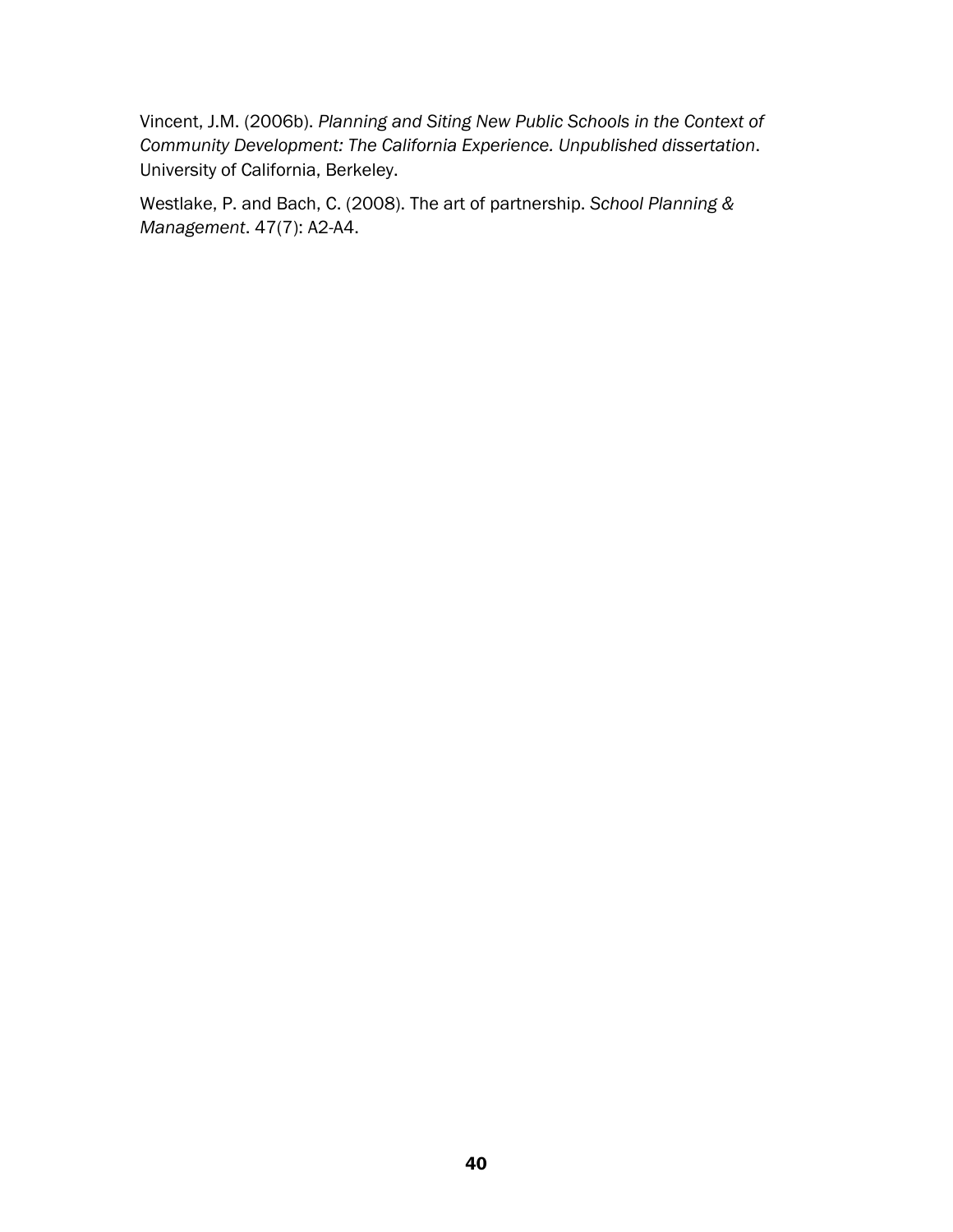Vincent, J.M. (2006b). *Planning and Siting New Public Schools in the Context of Community Development: The California Experience. Unpublished dissertation*. University of California, Berkeley.

Westlake, P. and Bach, C. (2008). The art of partnership. *School Planning & Management*. 47(7): A2-A4.